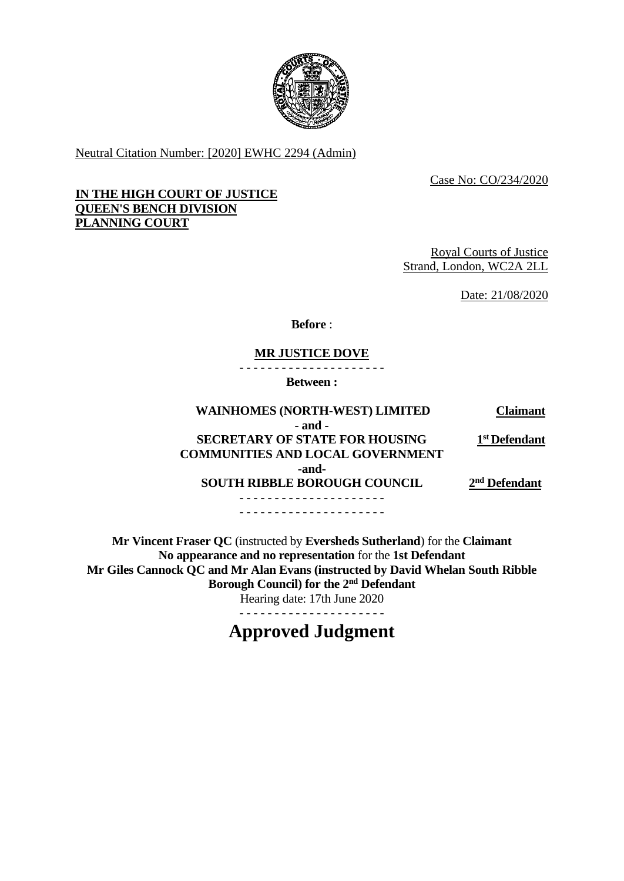Neutral Citation Number: [2020] EWHC 2294 (Admin)

Case No: CO/234/2020

**IN THE HIGH COURT OF JUSTICE**
**QUEEN'S BENCH DIVISION**
**PLANNING COURT**

Royal Courts of Justice
Strand, London, WC2A 2LL

Date: 21/08/2020

**Before** :

**MR JUSTICE DOVE**

- - - - - - - - - - - - - - - - - - - - -

**Between :**

| | |
|---|---|
| **WAINHOMES (NORTH-WEST) LIMITED** | **Claimant** |
| **- and -** | |
| **SECRETARY OF STATE FOR HOUSING COMMUNITIES AND LOCAL GOVERNMENT** | **1st Defendant** |
| **-and-** | |
| **SOUTH RIBBLE BOROUGH COUNCIL** | **2nd Defendant** |

- - - - - - - - - - - - - - - - - - - - -

- - - - - - - - - - - - - - - - - - - - -

**Mr Vincent Fraser QC** (instructed by **Eversheds Sutherland**) for the **Claimant**
**No appearance and no representation** for the **1st Defendant**
**Mr Giles Cannock QC and Mr Alan Evans (instructed by David Whelan South Ribble Borough Council) for the 2nd Defendant**
Hearing date: 17th June 2020

- - - - - - - - - - - - - - - - - - - - -

# Approved Judgment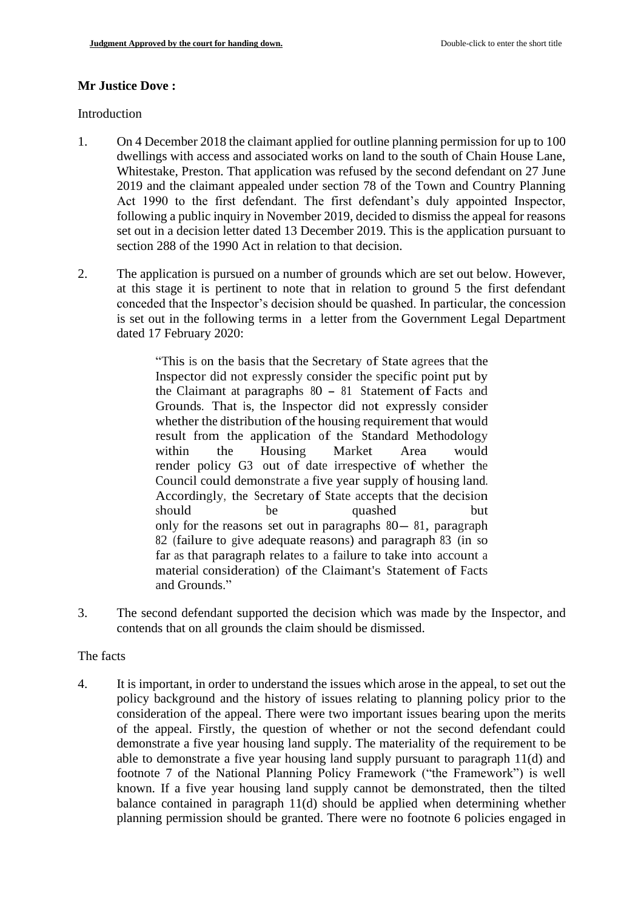**Mr Justice Dove :**

Introduction

1. On 4 December 2018 the claimant applied for outline planning permission for up to 100 dwellings with access and associated works on land to the south of Chain House Lane, Whitestake, Preston. That application was refused by the second defendant on 27 June 2019 and the claimant appealed under section 78 of the Town and Country Planning Act 1990 to the first defendant. The first defendant's duly appointed Inspector, following a public inquiry in November 2019, decided to dismiss the appeal for reasons set out in a decision letter dated 13 December 2019. This is the application pursuant to section 288 of the 1990 Act in relation to that decision.

2. The application is pursued on a number of grounds which are set out below. However, at this stage it is pertinent to note that in relation to ground 5 the first defendant conceded that the Inspector's decision should be quashed. In particular, the concession is set out in the following terms in a letter from the Government Legal Department dated 17 February 2020:

   > "This is on the basis that the Secretary of State agrees that the Inspector did not expressly consider the specific point put by the Claimant at paragraphs 80 – 81 Statement of Facts and Grounds. That is, the Inspector did not expressly consider whether the distribution of the housing requirement that would result from the application of the Standard Methodology within the Housing Market Area would render policy G3 out of date irrespective of whether the Council could demonstrate a five year supply of housing land. Accordingly, the Secretary of State accepts that the decision should be quashed but only for the reasons set out in paragraphs 80– 81, paragraph 82 (failure to give adequate reasons) and paragraph 83 (in so far as that paragraph relates to a failure to take into account a material consideration) of the Claimant's Statement of Facts and Grounds."

3. The second defendant supported the decision which was made by the Inspector, and contends that on all grounds the claim should be dismissed.

The facts

4. It is important, in order to understand the issues which arose in the appeal, to set out the policy background and the history of issues relating to planning policy prior to the consideration of the appeal. There were two important issues bearing upon the merits of the appeal. Firstly, the question of whether or not the second defendant could demonstrate a five year housing land supply. The materiality of the requirement to be able to demonstrate a five year housing land supply pursuant to paragraph 11(d) and footnote 7 of the National Planning Policy Framework ("the Framework") is well known. If a five year housing land supply cannot be demonstrated, then the tilted balance contained in paragraph 11(d) should be applied when determining whether planning permission should be granted. There were no footnote 6 policies engaged in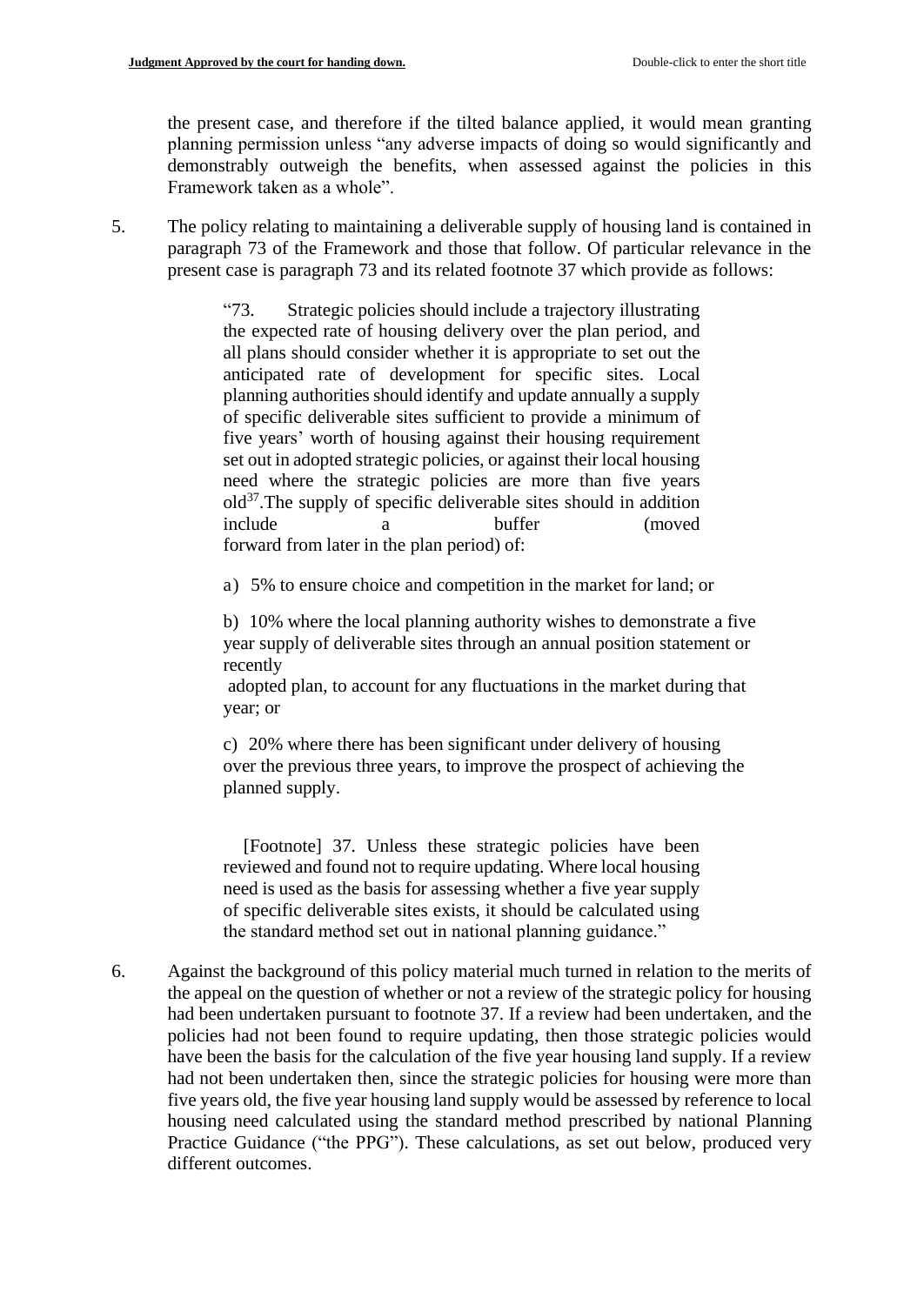the present case, and therefore if the tilted balance applied, it would mean granting planning permission unless "any adverse impacts of doing so would significantly and demonstrably outweigh the benefits, when assessed against the policies in this Framework taken as a whole".

5. The policy relating to maintaining a deliverable supply of housing land is contained in paragraph 73 of the Framework and those that follow. Of particular relevance in the present case is paragraph 73 and its related footnote 37 which provide as follows:

> "73. Strategic policies should include a trajectory illustrating the expected rate of housing delivery over the plan period, and all plans should consider whether it is appropriate to set out the anticipated rate of development for specific sites. Local planning authorities should identify and update annually a supply of specific deliverable sites sufficient to provide a minimum of five years' worth of housing against their housing requirement set out in adopted strategic policies, or against their local housing need where the strategic policies are more than five years old[37]. The supply of specific deliverable sites should in addition include a buffer (moved forward from later in the plan period) of:
>
> a) 5% to ensure choice and competition in the market for land; or
>
> b) 10% where the local planning authority wishes to demonstrate a five year supply of deliverable sites through an annual position statement or recently adopted plan, to account for any fluctuations in the market during that year; or
>
> c) 20% where there has been significant under delivery of housing over the previous three years, to improve the prospect of achieving the planned supply.
>
> [Footnote] 37. Unless these strategic policies have been reviewed and found not to require updating. Where local housing need is used as the basis for assessing whether a five year supply of specific deliverable sites exists, it should be calculated using the standard method set out in national planning guidance."

6. Against the background of this policy material much turned in relation to the merits of the appeal on the question of whether or not a review of the strategic policy for housing had been undertaken pursuant to footnote 37. If a review had been undertaken, and the policies had not been found to require updating, then those strategic policies would have been the basis for the calculation of the five year housing land supply. If a review had not been undertaken then, since the strategic policies for housing were more than five years old, the five year housing land supply would be assessed by reference to local housing need calculated using the standard method prescribed by national Planning Practice Guidance ("the PPG"). These calculations, as set out below, produced very different outcomes.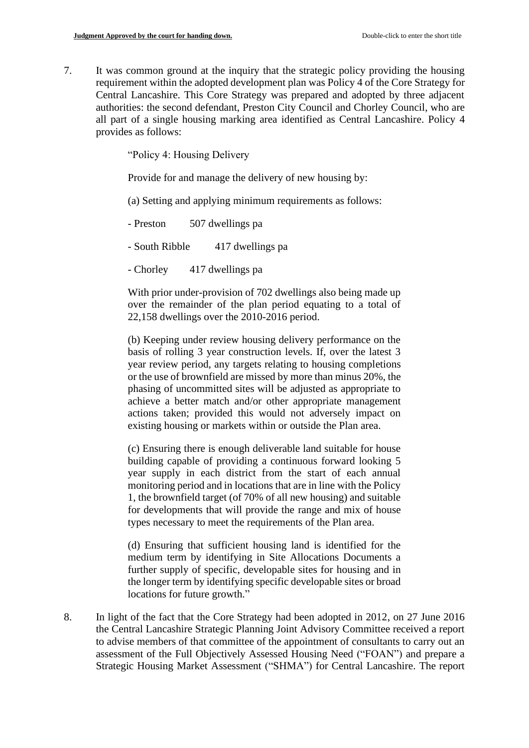7. It was common ground at the inquiry that the strategic policy providing the housing requirement within the adopted development plan was Policy 4 of the Core Strategy for Central Lancashire. This Core Strategy was prepared and adopted by three adjacent authorities: the second defendant, Preston City Council and Chorley Council, who are all part of a single housing marking area identified as Central Lancashire. Policy 4 provides as follows:

> "Policy 4: Housing Delivery
>
> Provide for and manage the delivery of new housing by:
>
> (a) Setting and applying minimum requirements as follows:
>
> - Preston 507 dwellings pa
>
> - South Ribble 417 dwellings pa
>
> - Chorley 417 dwellings pa
>
> With prior under-provision of 702 dwellings also being made up over the remainder of the plan period equating to a total of 22,158 dwellings over the 2010-2016 period.
>
> (b) Keeping under review housing delivery performance on the basis of rolling 3 year construction levels. If, over the latest 3 year review period, any targets relating to housing completions or the use of brownfield are missed by more than minus 20%, the phasing of uncommitted sites will be adjusted as appropriate to achieve a better match and/or other appropriate management actions taken; provided this would not adversely impact on existing housing or markets within or outside the Plan area.
>
> (c) Ensuring there is enough deliverable land suitable for house building capable of providing a continuous forward looking 5 year supply in each district from the start of each annual monitoring period and in locations that are in line with the Policy 1, the brownfield target (of 70% of all new housing) and suitable for developments that will provide the range and mix of house types necessary to meet the requirements of the Plan area.
>
> (d) Ensuring that sufficient housing land is identified for the medium term by identifying in Site Allocations Documents a further supply of specific, developable sites for housing and in the longer term by identifying specific developable sites or broad locations for future growth."

8. In light of the fact that the Core Strategy had been adopted in 2012, on 27 June 2016 the Central Lancashire Strategic Planning Joint Advisory Committee received a report to advise members of that committee of the appointment of consultants to carry out an assessment of the Full Objectively Assessed Housing Need ("FOAN") and prepare a Strategic Housing Market Assessment ("SHMA") for Central Lancashire. The report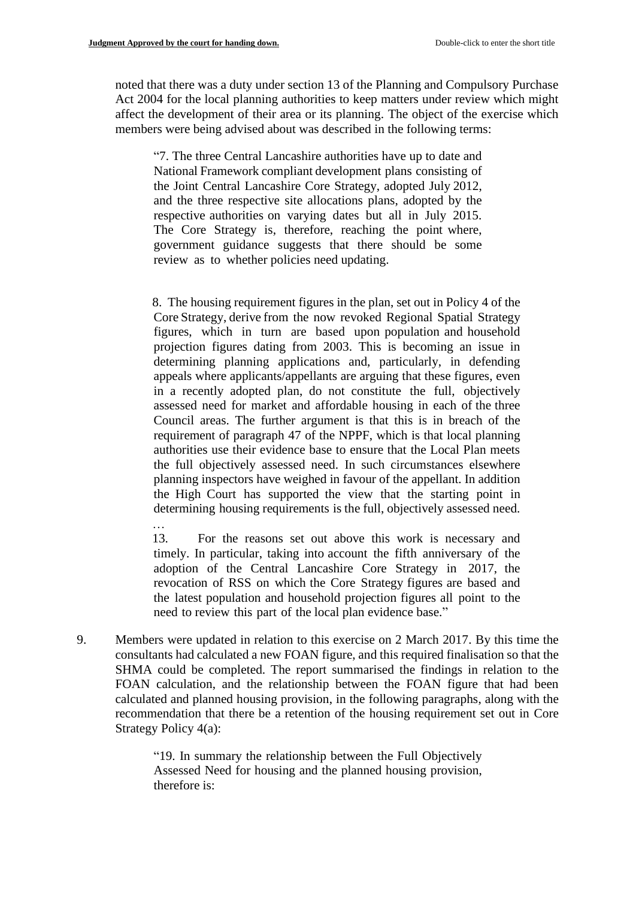noted that there was a duty under section 13 of the Planning and Compulsory Purchase Act 2004 for the local planning authorities to keep matters under review which might affect the development of their area or its planning. The object of the exercise which members were being advised about was described in the following terms:

> "7. The three Central Lancashire authorities have up to date and National Framework compliant development plans consisting of the Joint Central Lancashire Core Strategy, adopted July 2012, and the three respective site allocations plans, adopted by the respective authorities on varying dates but all in July 2015. The Core Strategy is, therefore, reaching the point where, government guidance suggests that there should be some review as to whether policies need updating.
>
> 8. The housing requirement figures in the plan, set out in Policy 4 of the Core Strategy, derive from the now revoked Regional Spatial Strategy figures, which in turn are based upon population and household projection figures dating from 2003. This is becoming an issue in determining planning applications and, particularly, in defending appeals where applicants/appellants are arguing that these figures, even in a recently adopted plan, do not constitute the full, objectively assessed need for market and affordable housing in each of the three Council areas. The further argument is that this is in breach of the requirement of paragraph 47 of the NPPF, which is that local planning authorities use their evidence base to ensure that the Local Plan meets the full objectively assessed need. In such circumstances elsewhere planning inspectors have weighed in favour of the appellant. In addition the High Court has supported the view that the starting point in determining housing requirements is the full, objectively assessed need.
>
> …
>
> 13. For the reasons set out above this work is necessary and timely. In particular, taking into account the fifth anniversary of the adoption of the Central Lancashire Core Strategy in 2017, the revocation of RSS on which the Core Strategy figures are based and the latest population and household projection figures all point to the need to review this part of the local plan evidence base."

9. Members were updated in relation to this exercise on 2 March 2017. By this time the consultants had calculated a new FOAN figure, and this required finalisation so that the SHMA could be completed. The report summarised the findings in relation to the FOAN calculation, and the relationship between the FOAN figure that had been calculated and planned housing provision, in the following paragraphs, along with the recommendation that there be a retention of the housing requirement set out in Core Strategy Policy 4(a):

> "19. In summary the relationship between the Full Objectively Assessed Need for housing and the planned housing provision, therefore is: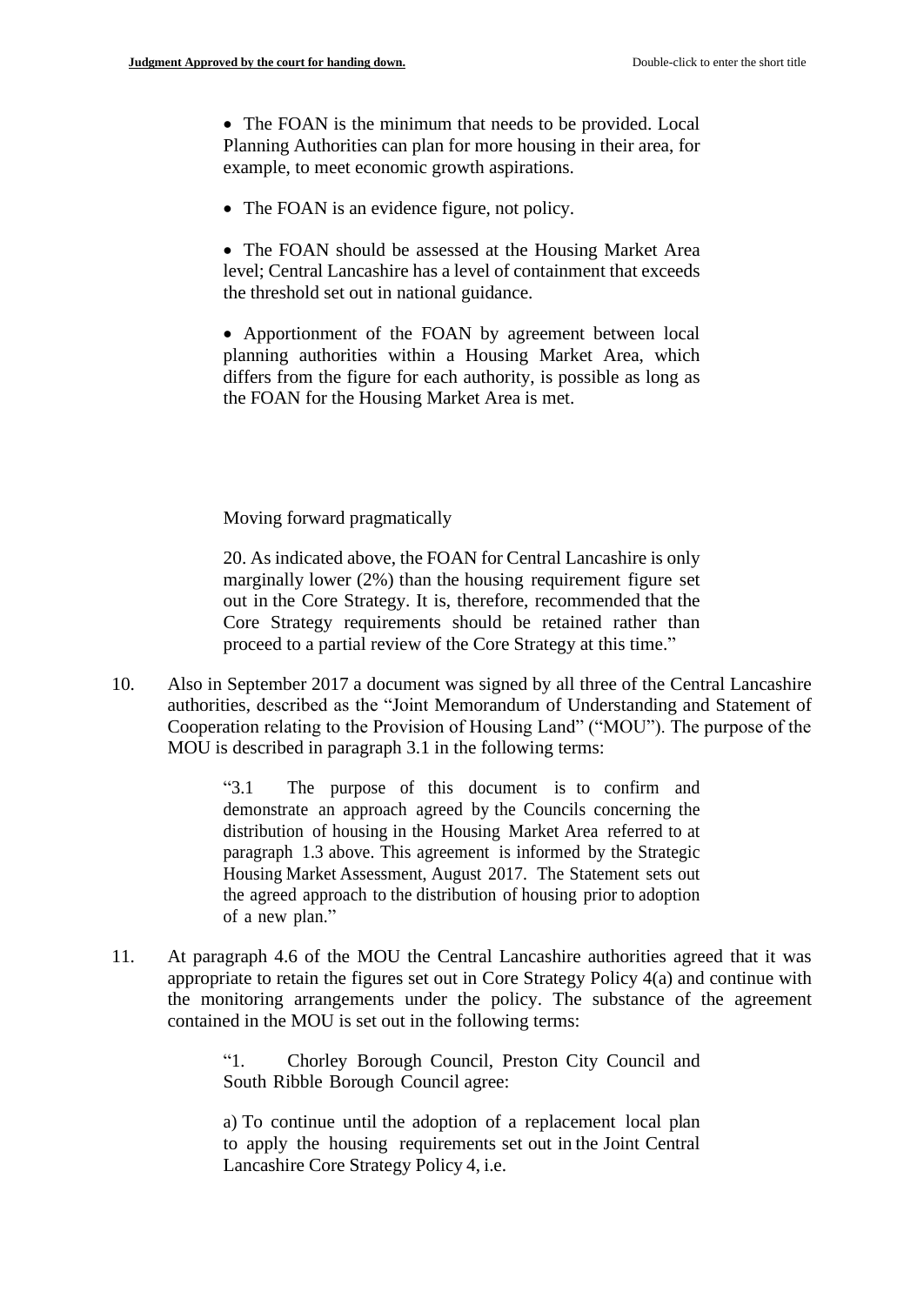- The FOAN is the minimum that needs to be provided. Local Planning Authorities can plan for more housing in their area, for example, to meet economic growth aspirations.

- The FOAN is an evidence figure, not policy.

- The FOAN should be assessed at the Housing Market Area level; Central Lancashire has a level of containment that exceeds the threshold set out in national guidance.

- Apportionment of the FOAN by agreement between local planning authorities within a Housing Market Area, which differs from the figure for each authority, is possible as long as the FOAN for the Housing Market Area is met.

Moving forward pragmatically

20. As indicated above, the FOAN for Central Lancashire is only marginally lower (2%) than the housing requirement figure set out in the Core Strategy. It is, therefore, recommended that the Core Strategy requirements should be retained rather than proceed to a partial review of the Core Strategy at this time."

10. Also in September 2017 a document was signed by all three of the Central Lancashire authorities, described as the "Joint Memorandum of Understanding and Statement of Cooperation relating to the Provision of Housing Land" ("MOU"). The purpose of the MOU is described in paragraph 3.1 in the following terms:

> "3.1 The purpose of this document is to confirm and demonstrate an approach agreed by the Councils concerning the distribution of housing in the Housing Market Area referred to at paragraph 1.3 above. This agreement is informed by the Strategic Housing Market Assessment, August 2017. The Statement sets out the agreed approach to the distribution of housing prior to adoption of a new plan."

11. At paragraph 4.6 of the MOU the Central Lancashire authorities agreed that it was appropriate to retain the figures set out in Core Strategy Policy 4(a) and continue with the monitoring arrangements under the policy. The substance of the agreement contained in the MOU is set out in the following terms:

> "1. Chorley Borough Council, Preston City Council and South Ribble Borough Council agree:
>
> a) To continue until the adoption of a replacement local plan to apply the housing requirements set out in the Joint Central Lancashire Core Strategy Policy 4, i.e.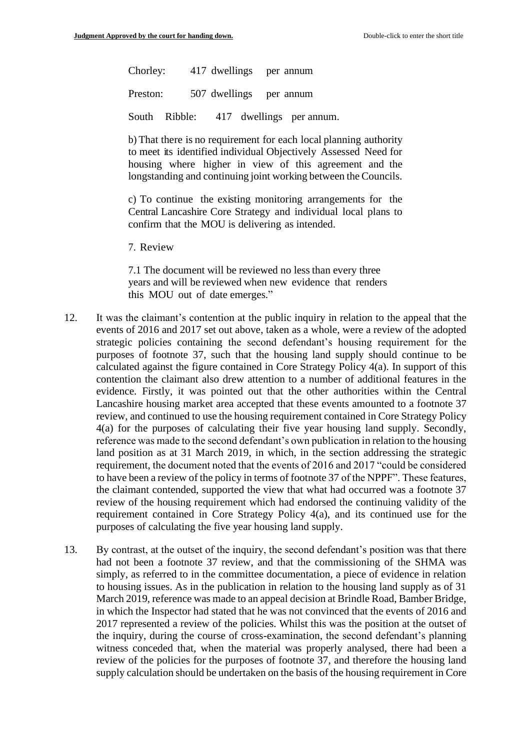Chorley: 417 dwellings per annum

Preston: 507 dwellings per annum

South Ribble: 417 dwellings per annum.

b) That there is no requirement for each local planning authority to meet its identified individual Objectively Assessed Need for housing where higher in view of this agreement and the longstanding and continuing joint working between the Councils.

c) To continue the existing monitoring arrangements for the Central Lancashire Core Strategy and individual local plans to confirm that the MOU is delivering as intended.

7. Review

7.1 The document will be reviewed no less than every three years and will be reviewed when new evidence that renders this MOU out of date emerges."

12. It was the claimant's contention at the public inquiry in relation to the appeal that the events of 2016 and 2017 set out above, taken as a whole, were a review of the adopted strategic policies containing the second defendant's housing requirement for the purposes of footnote 37, such that the housing land supply should continue to be calculated against the figure contained in Core Strategy Policy 4(a). In support of this contention the claimant also drew attention to a number of additional features in the evidence. Firstly, it was pointed out that the other authorities within the Central Lancashire housing market area accepted that these events amounted to a footnote 37 review, and continued to use the housing requirement contained in Core Strategy Policy 4(a) for the purposes of calculating their five year housing land supply. Secondly, reference was made to the second defendant's own publication in relation to the housing land position as at 31 March 2019, in which, in the section addressing the strategic requirement, the document noted that the events of 2016 and 2017 "could be considered to have been a review of the policy in terms of footnote 37 of the NPPF". These features, the claimant contended, supported the view that what had occurred was a footnote 37 review of the housing requirement which had endorsed the continuing validity of the requirement contained in Core Strategy Policy 4(a), and its continued use for the purposes of calculating the five year housing land supply.

13. By contrast, at the outset of the inquiry, the second defendant's position was that there had not been a footnote 37 review, and that the commissioning of the SHMA was simply, as referred to in the committee documentation, a piece of evidence in relation to housing issues. As in the publication in relation to the housing land supply as of 31 March 2019, reference was made to an appeal decision at Brindle Road, Bamber Bridge, in which the Inspector had stated that he was not convinced that the events of 2016 and 2017 represented a review of the policies. Whilst this was the position at the outset of the inquiry, during the course of cross-examination, the second defendant's planning witness conceded that, when the material was properly analysed, there had been a review of the policies for the purposes of footnote 37, and therefore the housing land supply calculation should be undertaken on the basis of the housing requirement in Core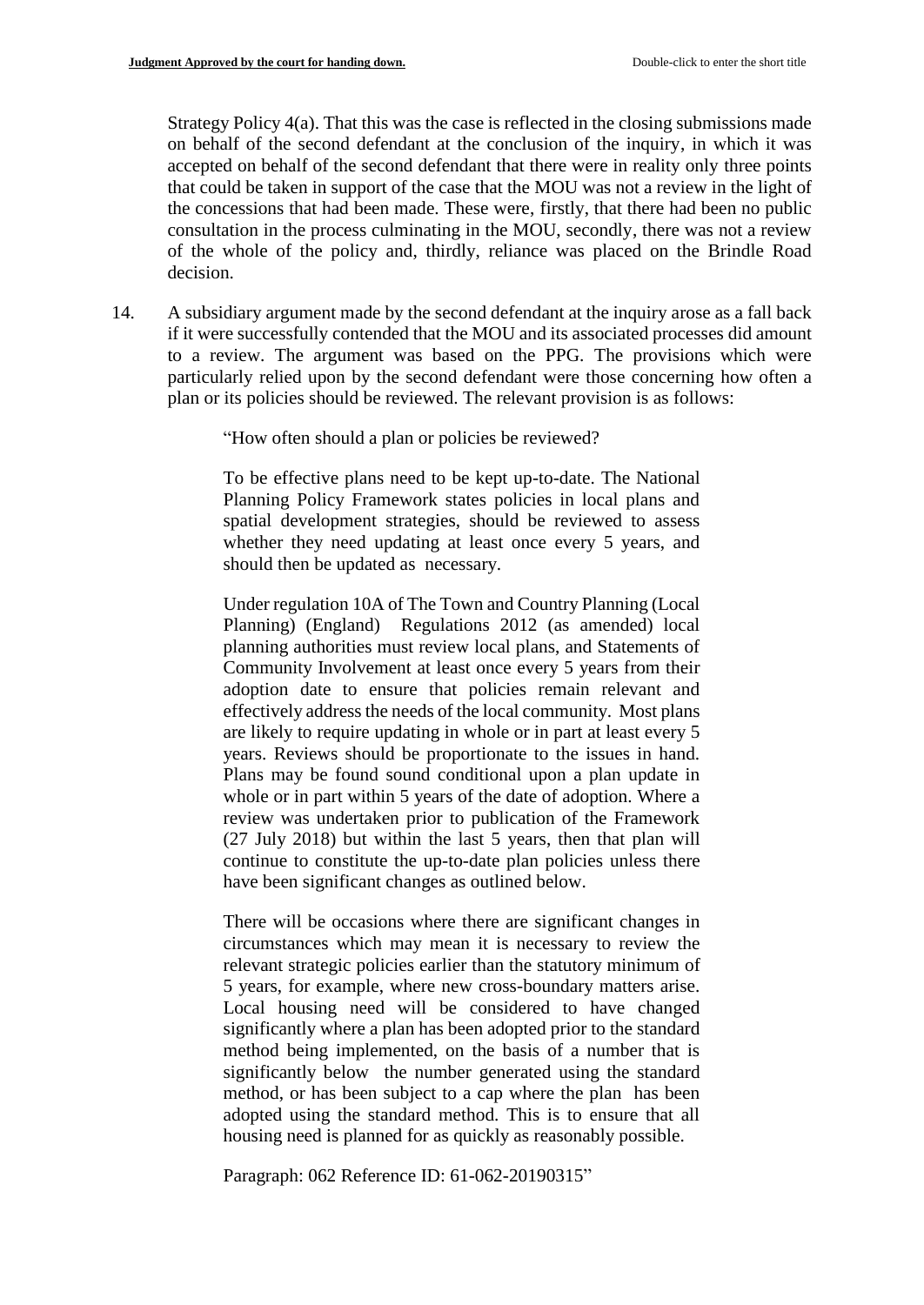Strategy Policy 4(a). That this was the case is reflected in the closing submissions made on behalf of the second defendant at the conclusion of the inquiry, in which it was accepted on behalf of the second defendant that there were in reality only three points that could be taken in support of the case that the MOU was not a review in the light of the concessions that had been made. These were, firstly, that there had been no public consultation in the process culminating in the MOU, secondly, there was not a review of the whole of the policy and, thirdly, reliance was placed on the Brindle Road decision.

14. A subsidiary argument made by the second defendant at the inquiry arose as a fall back if it were successfully contended that the MOU and its associated processes did amount to a review. The argument was based on the PPG. The provisions which were particularly relied upon by the second defendant were those concerning how often a plan or its policies should be reviewed. The relevant provision is as follows:

> "How often should a plan or policies be reviewed?
>
> To be effective plans need to be kept up-to-date. The National Planning Policy Framework states policies in local plans and spatial development strategies, should be reviewed to assess whether they need updating at least once every 5 years, and should then be updated as necessary.
>
> Under regulation 10A of The Town and Country Planning (Local Planning) (England) Regulations 2012 (as amended) local planning authorities must review local plans, and Statements of Community Involvement at least once every 5 years from their adoption date to ensure that policies remain relevant and effectively address the needs of the local community. Most plans are likely to require updating in whole or in part at least every 5 years. Reviews should be proportionate to the issues in hand. Plans may be found sound conditional upon a plan update in whole or in part within 5 years of the date of adoption. Where a review was undertaken prior to publication of the Framework (27 July 2018) but within the last 5 years, then that plan will continue to constitute the up-to-date plan policies unless there have been significant changes as outlined below.
>
> There will be occasions where there are significant changes in circumstances which may mean it is necessary to review the relevant strategic policies earlier than the statutory minimum of 5 years, for example, where new cross-boundary matters arise. Local housing need will be considered to have changed significantly where a plan has been adopted prior to the standard method being implemented, on the basis of a number that is significantly below the number generated using the standard method, or has been subject to a cap where the plan has been adopted using the standard method. This is to ensure that all housing need is planned for as quickly as reasonably possible.
>
> Paragraph: 062 Reference ID: 61-062-20190315"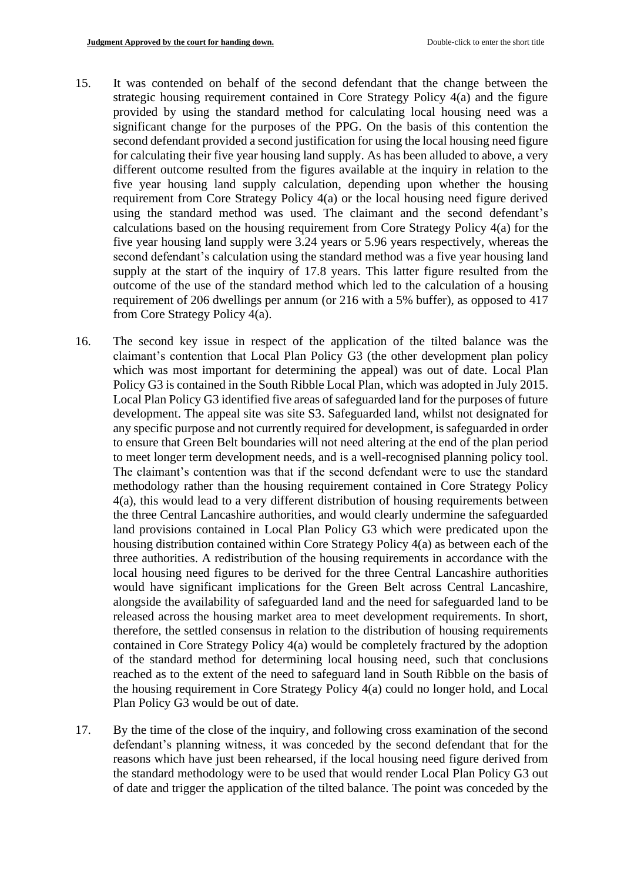15. It was contended on behalf of the second defendant that the change between the strategic housing requirement contained in Core Strategy Policy 4(a) and the figure provided by using the standard method for calculating local housing need was a significant change for the purposes of the PPG. On the basis of this contention the second defendant provided a second justification for using the local housing need figure for calculating their five year housing land supply. As has been alluded to above, a very different outcome resulted from the figures available at the inquiry in relation to the five year housing land supply calculation, depending upon whether the housing requirement from Core Strategy Policy 4(a) or the local housing need figure derived using the standard method was used. The claimant and the second defendant's calculations based on the housing requirement from Core Strategy Policy 4(a) for the five year housing land supply were 3.24 years or 5.96 years respectively, whereas the second defendant's calculation using the standard method was a five year housing land supply at the start of the inquiry of 17.8 years. This latter figure resulted from the outcome of the use of the standard method which led to the calculation of a housing requirement of 206 dwellings per annum (or 216 with a 5% buffer), as opposed to 417 from Core Strategy Policy 4(a).

16. The second key issue in respect of the application of the tilted balance was the claimant's contention that Local Plan Policy G3 (the other development plan policy which was most important for determining the appeal) was out of date. Local Plan Policy G3 is contained in the South Ribble Local Plan, which was adopted in July 2015. Local Plan Policy G3 identified five areas of safeguarded land for the purposes of future development. The appeal site was site S3. Safeguarded land, whilst not designated for any specific purpose and not currently required for development, is safeguarded in order to ensure that Green Belt boundaries will not need altering at the end of the plan period to meet longer term development needs, and is a well-recognised planning policy tool. The claimant's contention was that if the second defendant were to use the standard methodology rather than the housing requirement contained in Core Strategy Policy 4(a), this would lead to a very different distribution of housing requirements between the three Central Lancashire authorities, and would clearly undermine the safeguarded land provisions contained in Local Plan Policy G3 which were predicated upon the housing distribution contained within Core Strategy Policy 4(a) as between each of the three authorities. A redistribution of the housing requirements in accordance with the local housing need figures to be derived for the three Central Lancashire authorities would have significant implications for the Green Belt across Central Lancashire, alongside the availability of safeguarded land and the need for safeguarded land to be released across the housing market area to meet development requirements. In short, therefore, the settled consensus in relation to the distribution of housing requirements contained in Core Strategy Policy 4(a) would be completely fractured by the adoption of the standard method for determining local housing need, such that conclusions reached as to the extent of the need to safeguard land in South Ribble on the basis of the housing requirement in Core Strategy Policy 4(a) could no longer hold, and Local Plan Policy G3 would be out of date.

17. By the time of the close of the inquiry, and following cross examination of the second defendant's planning witness, it was conceded by the second defendant that for the reasons which have just been rehearsed, if the local housing need figure derived from the standard methodology were to be used that would render Local Plan Policy G3 out of date and trigger the application of the tilted balance. The point was conceded by the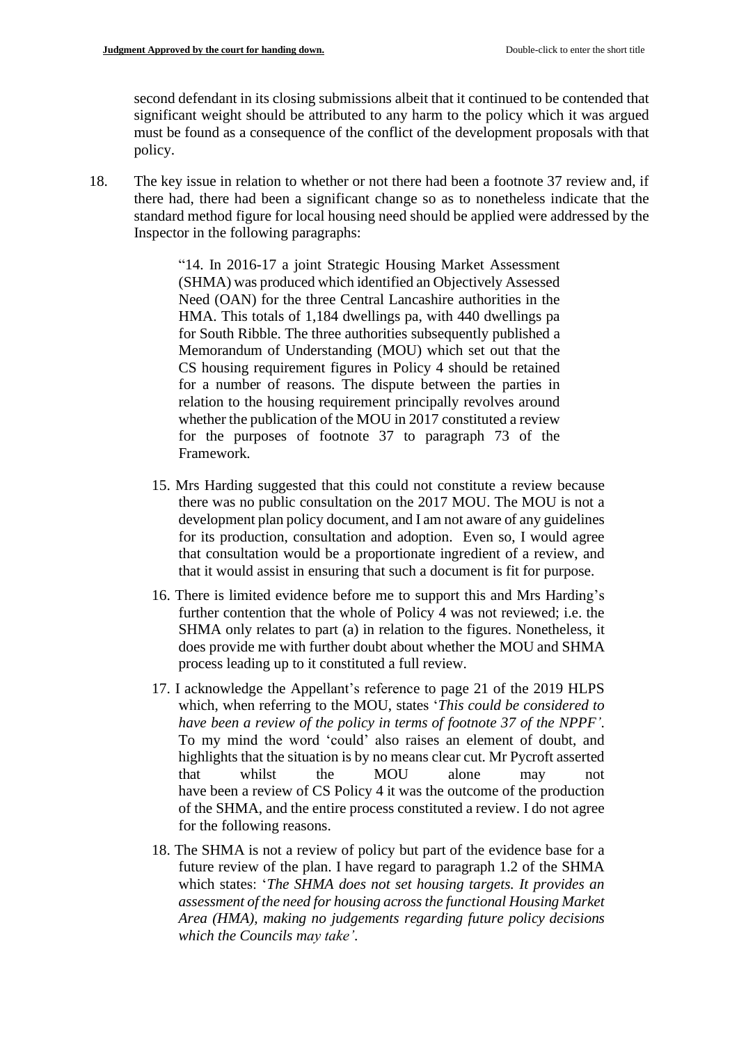second defendant in its closing submissions albeit that it continued to be contended that significant weight should be attributed to any harm to the policy which it was argued must be found as a consequence of the conflict of the development proposals with that policy.

18. The key issue in relation to whether or not there had been a footnote 37 review and, if there had, there had been a significant change so as to nonetheless indicate that the standard method figure for local housing need should be applied were addressed by the Inspector in the following paragraphs:

> "14. In 2016-17 a joint Strategic Housing Market Assessment (SHMA) was produced which identified an Objectively Assessed Need (OAN) for the three Central Lancashire authorities in the HMA. This totals of 1,184 dwellings pa, with 440 dwellings pa for South Ribble. The three authorities subsequently published a Memorandum of Understanding (MOU) which set out that the CS housing requirement figures in Policy 4 should be retained for a number of reasons. The dispute between the parties in relation to the housing requirement principally revolves around whether the publication of the MOU in 2017 constituted a review for the purposes of footnote 37 to paragraph 73 of the Framework.
>
> 15. Mrs Harding suggested that this could not constitute a review because there was no public consultation on the 2017 MOU. The MOU is not a development plan policy document, and I am not aware of any guidelines for its production, consultation and adoption. Even so, I would agree that consultation would be a proportionate ingredient of a review, and that it would assist in ensuring that such a document is fit for purpose.
>
> 16. There is limited evidence before me to support this and Mrs Harding's further contention that the whole of Policy 4 was not reviewed; i.e. the SHMA only relates to part (a) in relation to the figures. Nonetheless, it does provide me with further doubt about whether the MOU and SHMA process leading up to it constituted a full review.
>
> 17. I acknowledge the Appellant's reference to page 21 of the 2019 HLPS which, when referring to the MOU, states '*This could be considered to have been a review of the policy in terms of footnote 37 of the NPPF'*. To my mind the word 'could' also raises an element of doubt, and highlights that the situation is by no means clear cut. Mr Pycroft asserted that whilst the MOU alone may not have been a review of CS Policy 4 it was the outcome of the production of the SHMA, and the entire process constituted a review. I do not agree for the following reasons.
>
> 18. The SHMA is not a review of policy but part of the evidence base for a future review of the plan. I have regard to paragraph 1.2 of the SHMA which states: '*The SHMA does not set housing targets. It provides an assessment of the need for housing across the functional Housing Market Area (HMA), making no judgements regarding future policy decisions which the Councils may take'*.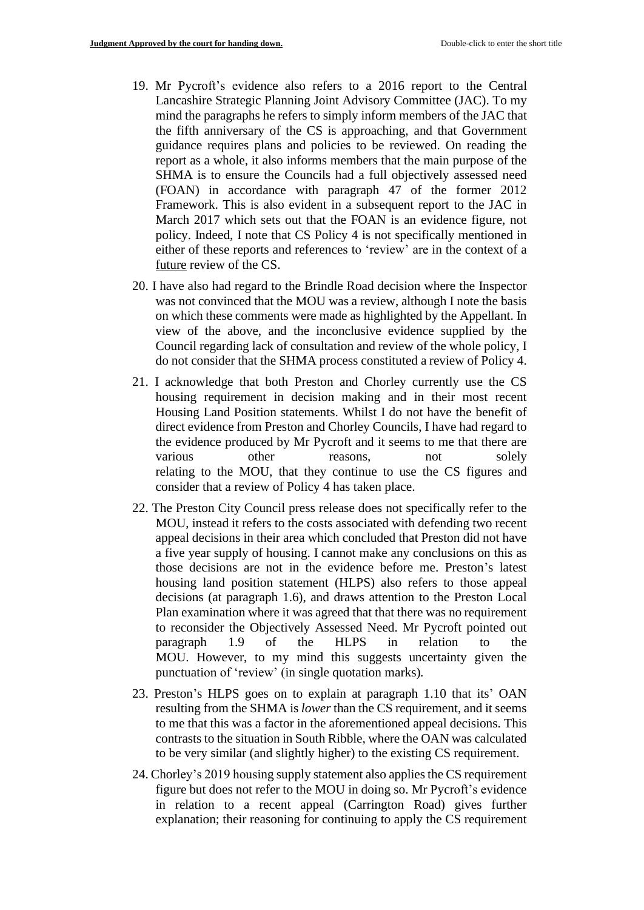19. Mr Pycroft's evidence also refers to a 2016 report to the Central Lancashire Strategic Planning Joint Advisory Committee (JAC). To my mind the paragraphs he refers to simply inform members of the JAC that the fifth anniversary of the CS is approaching, and that Government guidance requires plans and policies to be reviewed. On reading the report as a whole, it also informs members that the main purpose of the SHMA is to ensure the Councils had a full objectively assessed need (FOAN) in accordance with paragraph 47 of the former 2012 Framework. This is also evident in a subsequent report to the JAC in March 2017 which sets out that the FOAN is an evidence figure, not policy. Indeed, I note that CS Policy 4 is not specifically mentioned in either of these reports and references to 'review' are in the context of a future review of the CS.

20. I have also had regard to the Brindle Road decision where the Inspector was not convinced that the MOU was a review, although I note the basis on which these comments were made as highlighted by the Appellant. In view of the above, and the inconclusive evidence supplied by the Council regarding lack of consultation and review of the whole policy, I do not consider that the SHMA process constituted a review of Policy 4.

21. I acknowledge that both Preston and Chorley currently use the CS housing requirement in decision making and in their most recent Housing Land Position statements. Whilst I do not have the benefit of direct evidence from Preston and Chorley Councils, I have had regard to the evidence produced by Mr Pycroft and it seems to me that there are various other reasons, not solely relating to the MOU, that they continue to use the CS figures and consider that a review of Policy 4 has taken place.

22. The Preston City Council press release does not specifically refer to the MOU, instead it refers to the costs associated with defending two recent appeal decisions in their area which concluded that Preston did not have a five year supply of housing. I cannot make any conclusions on this as those decisions are not in the evidence before me. Preston's latest housing land position statement (HLPS) also refers to those appeal decisions (at paragraph 1.6), and draws attention to the Preston Local Plan examination where it was agreed that that there was no requirement to reconsider the Objectively Assessed Need. Mr Pycroft pointed out paragraph 1.9 of the HLPS in relation to the MOU. However, to my mind this suggests uncertainty given the punctuation of 'review' (in single quotation marks).

23. Preston's HLPS goes on to explain at paragraph 1.10 that its' OAN resulting from the SHMA is *lower* than the CS requirement, and it seems to me that this was a factor in the aforementioned appeal decisions. This contrasts to the situation in South Ribble, where the OAN was calculated to be very similar (and slightly higher) to the existing CS requirement.

24. Chorley's 2019 housing supply statement also applies the CS requirement figure but does not refer to the MOU in doing so. Mr Pycroft's evidence in relation to a recent appeal (Carrington Road) gives further explanation; their reasoning for continuing to apply the CS requirement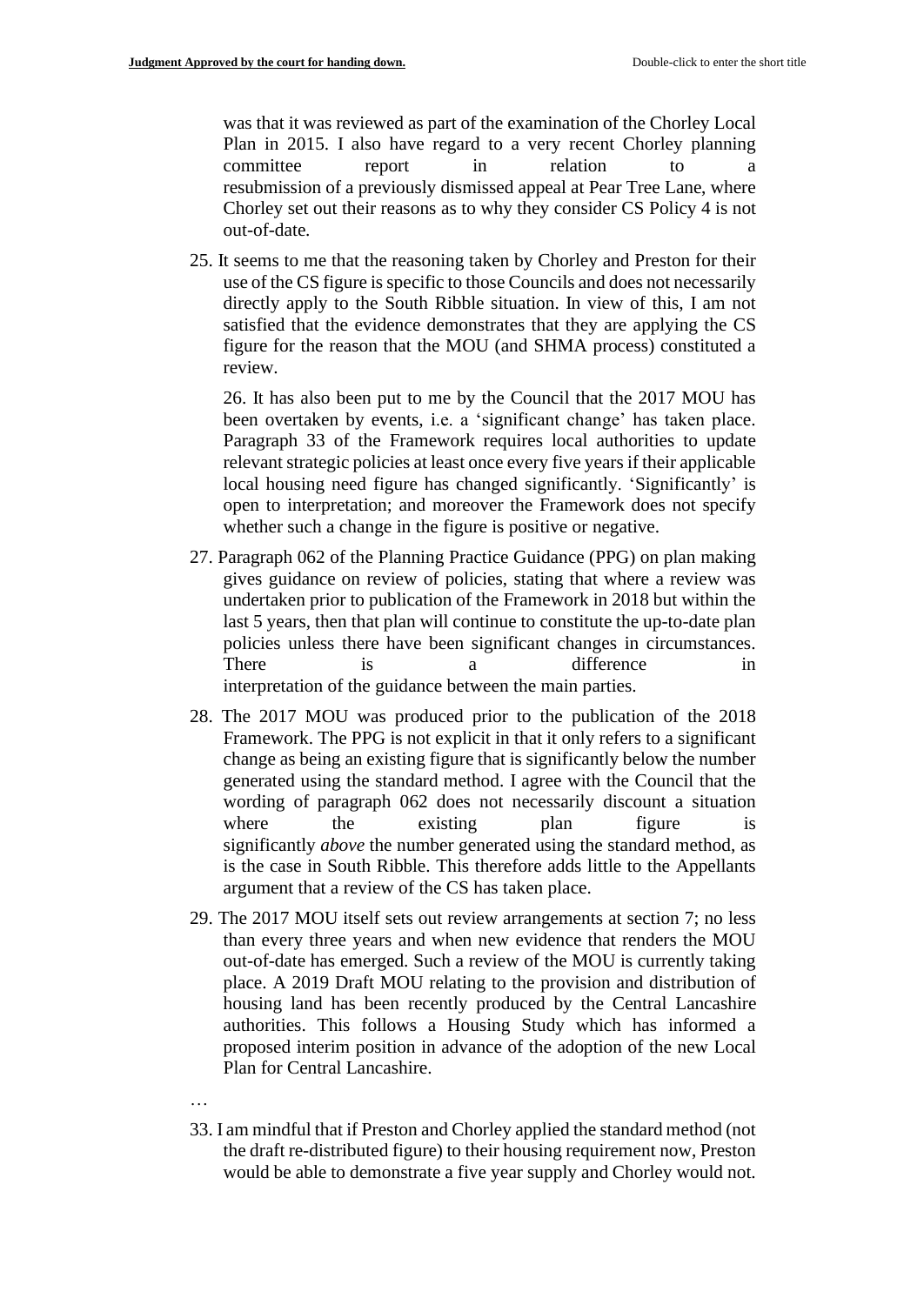was that it was reviewed as part of the examination of the Chorley Local Plan in 2015. I also have regard to a very recent Chorley planning committee report in relation to a resubmission of a previously dismissed appeal at Pear Tree Lane, where Chorley set out their reasons as to why they consider CS Policy 4 is not out-of-date.

25. It seems to me that the reasoning taken by Chorley and Preston for their use of the CS figure is specific to those Councils and does not necessarily directly apply to the South Ribble situation. In view of this, I am not satisfied that the evidence demonstrates that they are applying the CS figure for the reason that the MOU (and SHMA process) constituted a review.

26. It has also been put to me by the Council that the 2017 MOU has been overtaken by events, i.e. a 'significant change' has taken place. Paragraph 33 of the Framework requires local authorities to update relevant strategic policies at least once every five years if their applicable local housing need figure has changed significantly. 'Significantly' is open to interpretation; and moreover the Framework does not specify whether such a change in the figure is positive or negative.

27. Paragraph 062 of the Planning Practice Guidance (PPG) on plan making gives guidance on review of policies, stating that where a review was undertaken prior to publication of the Framework in 2018 but within the last 5 years, then that plan will continue to constitute the up-to-date plan policies unless there have been significant changes in circumstances. There is a difference in interpretation of the guidance between the main parties.

28. The 2017 MOU was produced prior to the publication of the 2018 Framework. The PPG is not explicit in that it only refers to a significant change as being an existing figure that is significantly below the number generated using the standard method. I agree with the Council that the wording of paragraph 062 does not necessarily discount a situation where the existing plan figure is significantly *above* the number generated using the standard method, as is the case in South Ribble. This therefore adds little to the Appellants argument that a review of the CS has taken place.

29. The 2017 MOU itself sets out review arrangements at section 7; no less than every three years and when new evidence that renders the MOU out-of-date has emerged. Such a review of the MOU is currently taking place. A 2019 Draft MOU relating to the provision and distribution of housing land has been recently produced by the Central Lancashire authorities. This follows a Housing Study which has informed a proposed interim position in advance of the adoption of the new Local Plan for Central Lancashire.

…

33. I am mindful that if Preston and Chorley applied the standard method (not the draft re-distributed figure) to their housing requirement now, Preston would be able to demonstrate a five year supply and Chorley would not.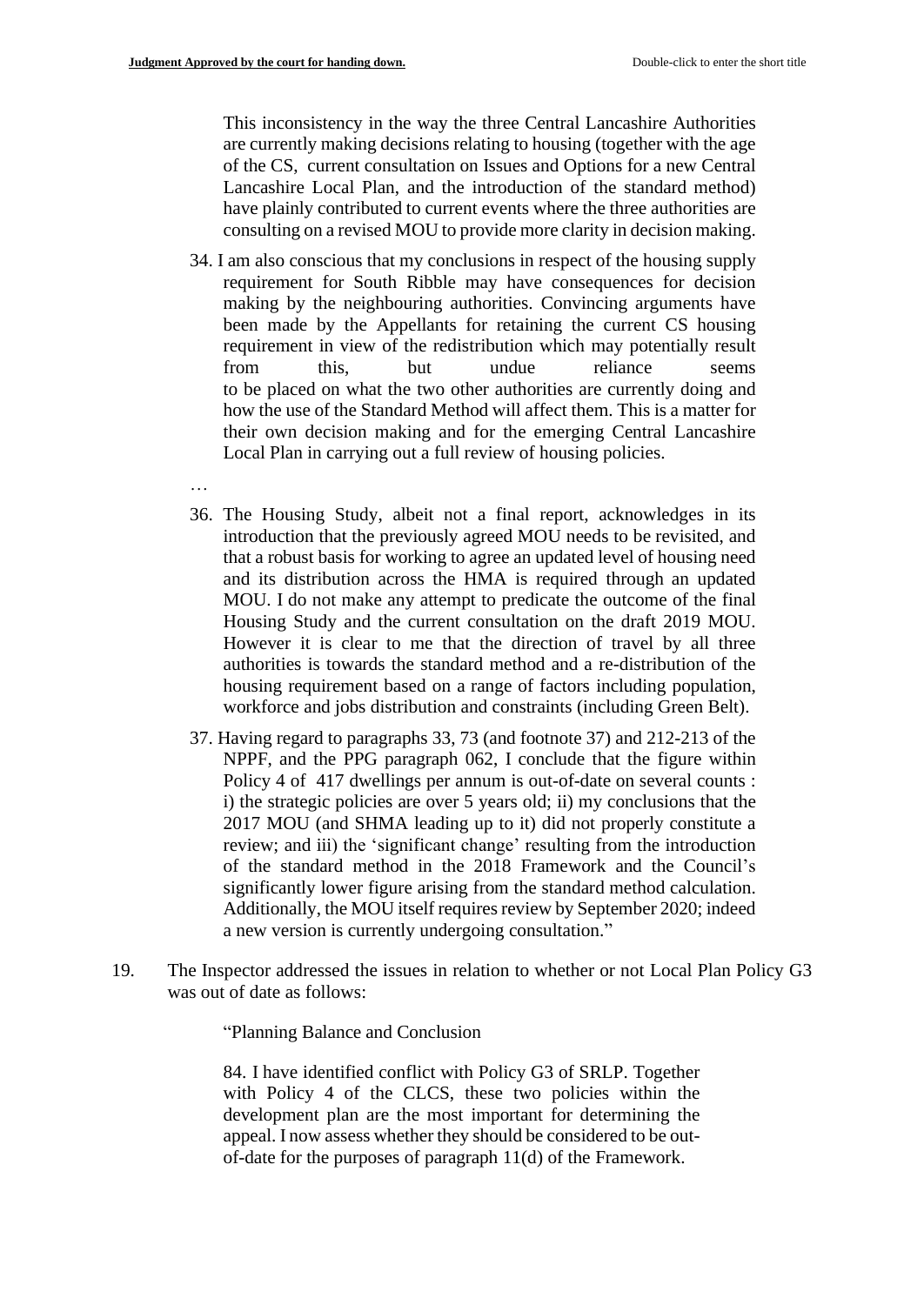This inconsistency in the way the three Central Lancashire Authorities are currently making decisions relating to housing (together with the age of the CS, current consultation on Issues and Options for a new Central Lancashire Local Plan, and the introduction of the standard method) have plainly contributed to current events where the three authorities are consulting on a revised MOU to provide more clarity in decision making.

34. I am also conscious that my conclusions in respect of the housing supply requirement for South Ribble may have consequences for decision making by the neighbouring authorities. Convincing arguments have been made by the Appellants for retaining the current CS housing requirement in view of the redistribution which may potentially result from this, but undue reliance seems to be placed on what the two other authorities are currently doing and how the use of the Standard Method will affect them. This is a matter for their own decision making and for the emerging Central Lancashire Local Plan in carrying out a full review of housing policies.

…

36. The Housing Study, albeit not a final report, acknowledges in its introduction that the previously agreed MOU needs to be revisited, and that a robust basis for working to agree an updated level of housing need and its distribution across the HMA is required through an updated MOU. I do not make any attempt to predicate the outcome of the final Housing Study and the current consultation on the draft 2019 MOU. However it is clear to me that the direction of travel by all three authorities is towards the standard method and a re-distribution of the housing requirement based on a range of factors including population, workforce and jobs distribution and constraints (including Green Belt).

37. Having regard to paragraphs 33, 73 (and footnote 37) and 212-213 of the NPPF, and the PPG paragraph 062, I conclude that the figure within Policy 4 of 417 dwellings per annum is out-of-date on several counts : i) the strategic policies are over 5 years old; ii) my conclusions that the 2017 MOU (and SHMA leading up to it) did not properly constitute a review; and iii) the 'significant change' resulting from the introduction of the standard method in the 2018 Framework and the Council's significantly lower figure arising from the standard method calculation. Additionally, the MOU itself requires review by September 2020; indeed a new version is currently undergoing consultation."

19. The Inspector addressed the issues in relation to whether or not Local Plan Policy G3 was out of date as follows:

"Planning Balance and Conclusion

84. I have identified conflict with Policy G3 of SRLP. Together with Policy 4 of the CLCS, these two policies within the development plan are the most important for determining the appeal. I now assess whether they should be considered to be out-of-date for the purposes of paragraph 11(d) of the Framework.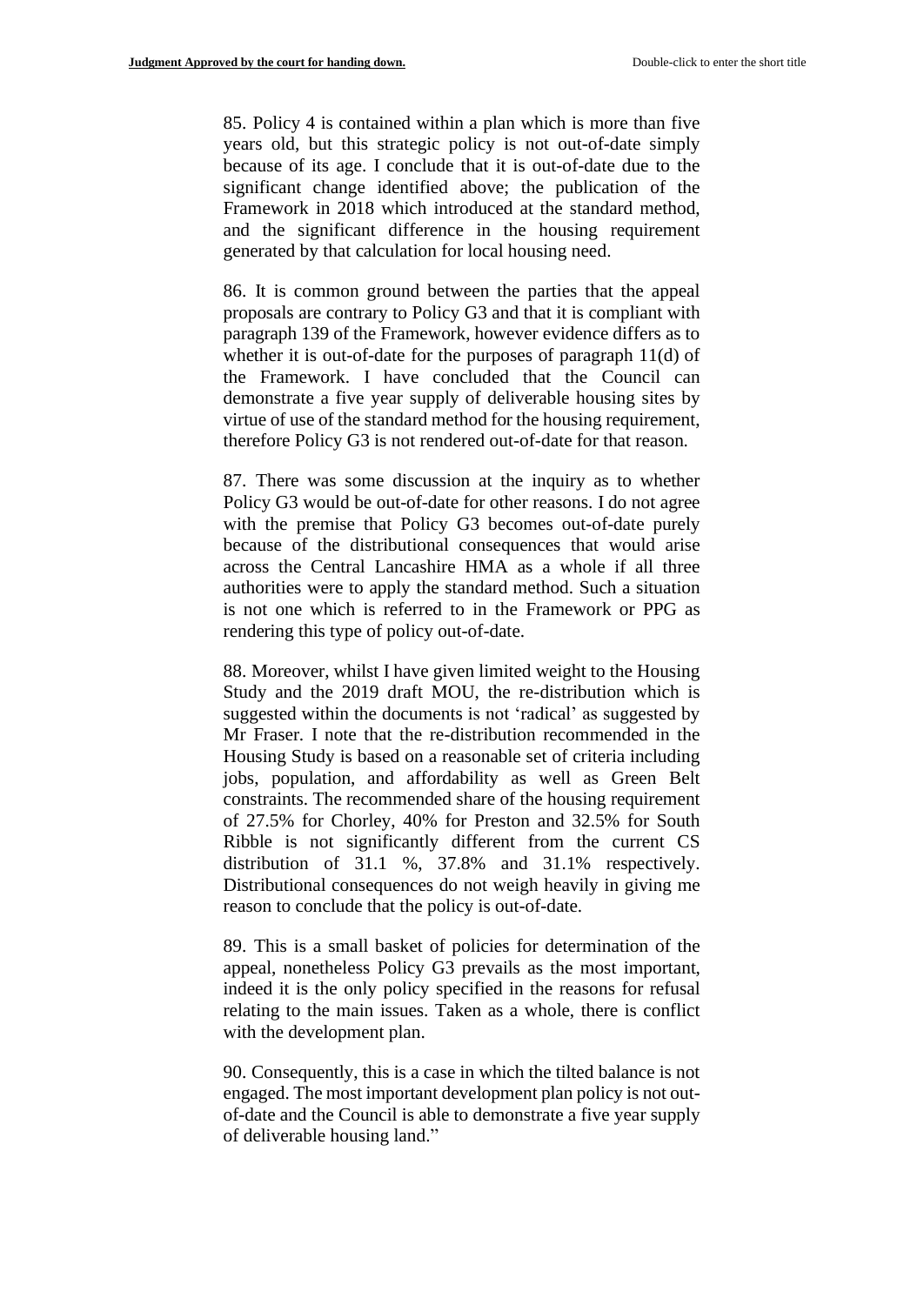85. Policy 4 is contained within a plan which is more than five years old, but this strategic policy is not out-of-date simply because of its age. I conclude that it is out-of-date due to the significant change identified above; the publication of the Framework in 2018 which introduced at the standard method, and the significant difference in the housing requirement generated by that calculation for local housing need.

86. It is common ground between the parties that the appeal proposals are contrary to Policy G3 and that it is compliant with paragraph 139 of the Framework, however evidence differs as to whether it is out-of-date for the purposes of paragraph 11(d) of the Framework. I have concluded that the Council can demonstrate a five year supply of deliverable housing sites by virtue of use of the standard method for the housing requirement, therefore Policy G3 is not rendered out-of-date for that reason.

87. There was some discussion at the inquiry as to whether Policy G3 would be out-of-date for other reasons. I do not agree with the premise that Policy G3 becomes out-of-date purely because of the distributional consequences that would arise across the Central Lancashire HMA as a whole if all three authorities were to apply the standard method. Such a situation is not one which is referred to in the Framework or PPG as rendering this type of policy out-of-date.

88. Moreover, whilst I have given limited weight to the Housing Study and the 2019 draft MOU, the re-distribution which is suggested within the documents is not 'radical' as suggested by Mr Fraser. I note that the re-distribution recommended in the Housing Study is based on a reasonable set of criteria including jobs, population, and affordability as well as Green Belt constraints. The recommended share of the housing requirement of 27.5% for Chorley, 40% for Preston and 32.5% for South Ribble is not significantly different from the current CS distribution of 31.1 %, 37.8% and 31.1% respectively. Distributional consequences do not weigh heavily in giving me reason to conclude that the policy is out-of-date.

89. This is a small basket of policies for determination of the appeal, nonetheless Policy G3 prevails as the most important, indeed it is the only policy specified in the reasons for refusal relating to the main issues. Taken as a whole, there is conflict with the development plan.

90. Consequently, this is a case in which the tilted balance is not engaged. The most important development plan policy is not out-of-date and the Council is able to demonstrate a five year supply of deliverable housing land."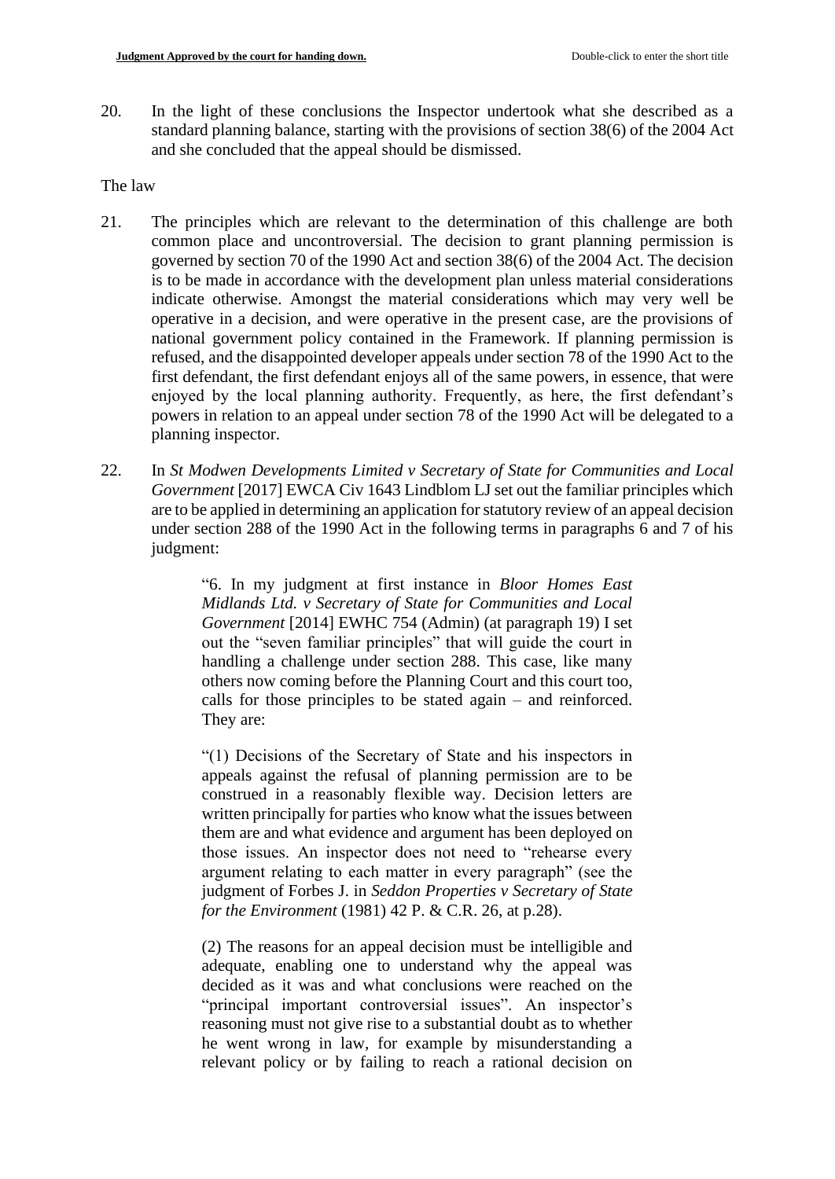20. In the light of these conclusions the Inspector undertook what she described as a standard planning balance, starting with the provisions of section 38(6) of the 2004 Act and she concluded that the appeal should be dismissed.

The law

21. The principles which are relevant to the determination of this challenge are both common place and uncontroversial. The decision to grant planning permission is governed by section 70 of the 1990 Act and section 38(6) of the 2004 Act. The decision is to be made in accordance with the development plan unless material considerations indicate otherwise. Amongst the material considerations which may very well be operative in a decision, and were operative in the present case, are the provisions of national government policy contained in the Framework. If planning permission is refused, and the disappointed developer appeals under section 78 of the 1990 Act to the first defendant, the first defendant enjoys all of the same powers, in essence, that were enjoyed by the local planning authority. Frequently, as here, the first defendant's powers in relation to an appeal under section 78 of the 1990 Act will be delegated to a planning inspector.

22. In *St Modwen Developments Limited v Secretary of State for Communities and Local Government* [2017] EWCA Civ 1643 Lindblom LJ set out the familiar principles which are to be applied in determining an application for statutory review of an appeal decision under section 288 of the 1990 Act in the following terms in paragraphs 6 and 7 of his judgment:

> "6. In my judgment at first instance in *Bloor Homes East Midlands Ltd. v Secretary of State for Communities and Local Government* [2014] EWHC 754 (Admin) (at paragraph 19) I set out the "seven familiar principles" that will guide the court in handling a challenge under section 288. This case, like many others now coming before the Planning Court and this court too, calls for those principles to be stated again – and reinforced. They are:
>
> "(1) Decisions of the Secretary of State and his inspectors in appeals against the refusal of planning permission are to be construed in a reasonably flexible way. Decision letters are written principally for parties who know what the issues between them are and what evidence and argument has been deployed on those issues. An inspector does not need to "rehearse every argument relating to each matter in every paragraph" (see the judgment of Forbes J. in *Seddon Properties v Secretary of State for the Environment* (1981) 42 P. & C.R. 26, at p.28).
>
> (2) The reasons for an appeal decision must be intelligible and adequate, enabling one to understand why the appeal was decided as it was and what conclusions were reached on the "principal important controversial issues". An inspector's reasoning must not give rise to a substantial doubt as to whether he went wrong in law, for example by misunderstanding a relevant policy or by failing to reach a rational decision on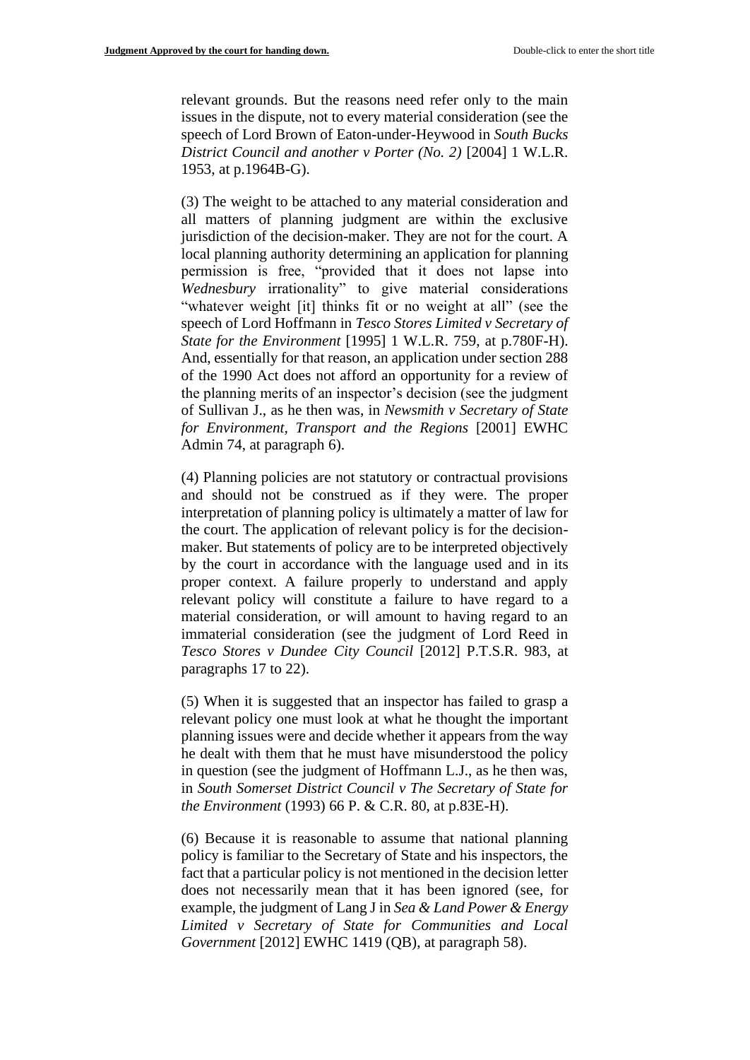relevant grounds. But the reasons need refer only to the main issues in the dispute, not to every material consideration (see the speech of Lord Brown of Eaton-under-Heywood in *South Bucks District Council and another v Porter (No. 2)* [2004] 1 W.L.R. 1953, at p.1964B-G).

(3) The weight to be attached to any material consideration and all matters of planning judgment are within the exclusive jurisdiction of the decision-maker. They are not for the court. A local planning authority determining an application for planning permission is free, "provided that it does not lapse into *Wednesbury* irrationality" to give material considerations "whatever weight [it] thinks fit or no weight at all" (see the speech of Lord Hoffmann in *Tesco Stores Limited v Secretary of State for the Environment* [1995] 1 W.L.R. 759, at p.780F-H). And, essentially for that reason, an application under section 288 of the 1990 Act does not afford an opportunity for a review of the planning merits of an inspector's decision (see the judgment of Sullivan J., as he then was, in *Newsmith v Secretary of State for Environment, Transport and the Regions* [2001] EWHC Admin 74, at paragraph 6).

(4) Planning policies are not statutory or contractual provisions and should not be construed as if they were. The proper interpretation of planning policy is ultimately a matter of law for the court. The application of relevant policy is for the decision-maker. But statements of policy are to be interpreted objectively by the court in accordance with the language used and in its proper context. A failure properly to understand and apply relevant policy will constitute a failure to have regard to a material consideration, or will amount to having regard to an immaterial consideration (see the judgment of Lord Reed in *Tesco Stores v Dundee City Council* [2012] P.T.S.R. 983, at paragraphs 17 to 22).

(5) When it is suggested that an inspector has failed to grasp a relevant policy one must look at what he thought the important planning issues were and decide whether it appears from the way he dealt with them that he must have misunderstood the policy in question (see the judgment of Hoffmann L.J., as he then was, in *South Somerset District Council v The Secretary of State for the Environment* (1993) 66 P. & C.R. 80, at p.83E-H).

(6) Because it is reasonable to assume that national planning policy is familiar to the Secretary of State and his inspectors, the fact that a particular policy is not mentioned in the decision letter does not necessarily mean that it has been ignored (see, for example, the judgment of Lang J in *Sea & Land Power & Energy Limited v Secretary of State for Communities and Local Government* [2012] EWHC 1419 (QB), at paragraph 58).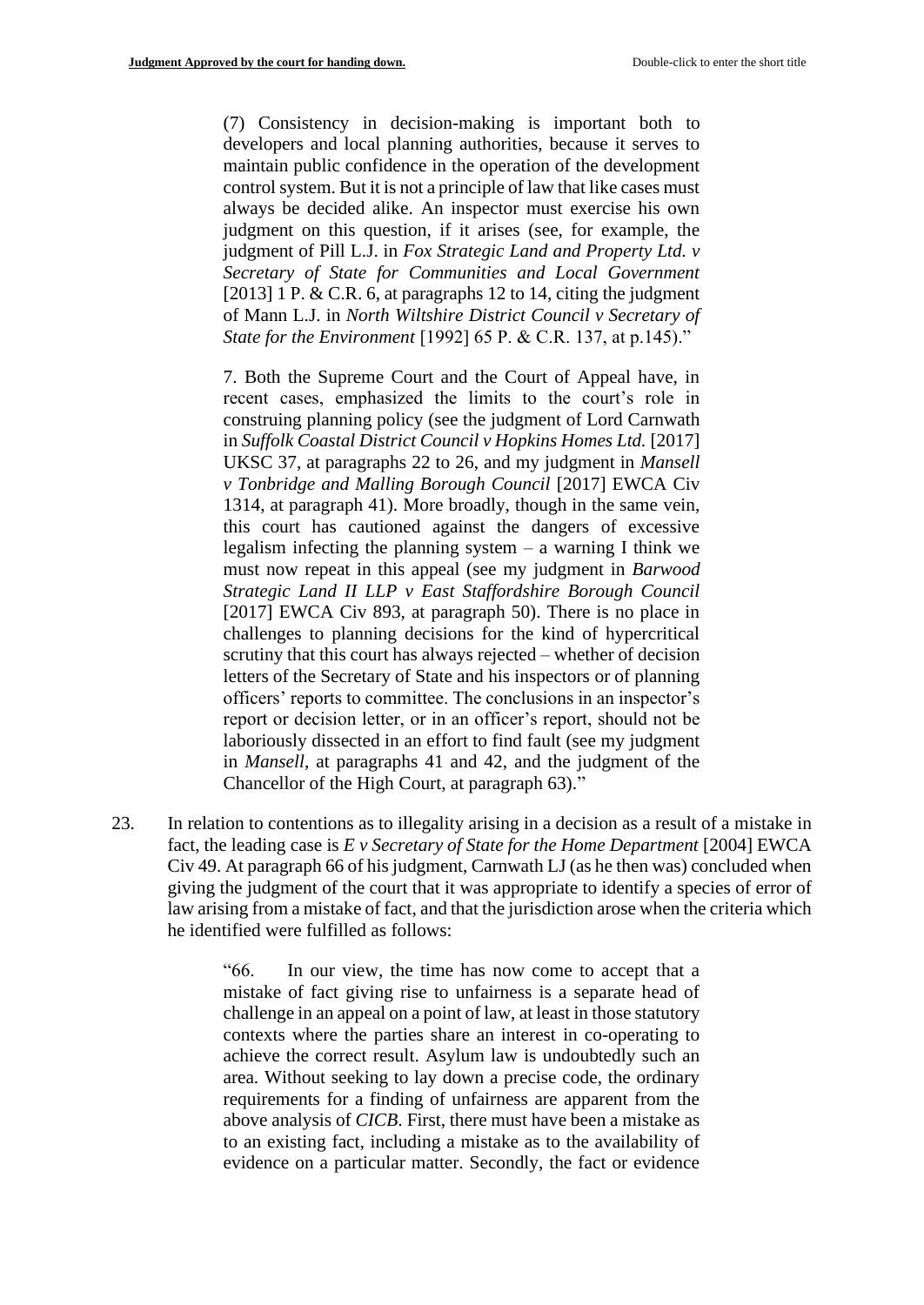> (7) Consistency in decision-making is important both to developers and local planning authorities, because it serves to maintain public confidence in the operation of the development control system. But it is not a principle of law that like cases must always be decided alike. An inspector must exercise his own judgment on this question, if it arises (see, for example, the judgment of Pill L.J. in *Fox Strategic Land and Property Ltd. v Secretary of State for Communities and Local Government* [2013] 1 P. & C.R. 6, at paragraphs 12 to 14, citing the judgment of Mann L.J. in *North Wiltshire District Council v Secretary of State for the Environment* [1992] 65 P. & C.R. 137, at p.145)."
>
> 7. Both the Supreme Court and the Court of Appeal have, in recent cases, emphasized the limits to the court's role in construing planning policy (see the judgment of Lord Carnwath in *Suffolk Coastal District Council v Hopkins Homes Ltd.* [2017] UKSC 37, at paragraphs 22 to 26, and my judgment in *Mansell v Tonbridge and Malling Borough Council* [2017] EWCA Civ 1314, at paragraph 41). More broadly, though in the same vein, this court has cautioned against the dangers of excessive legalism infecting the planning system – a warning I think we must now repeat in this appeal (see my judgment in *Barwood Strategic Land II LLP v East Staffordshire Borough Council* [2017] EWCA Civ 893, at paragraph 50). There is no place in challenges to planning decisions for the kind of hypercritical scrutiny that this court has always rejected – whether of decision letters of the Secretary of State and his inspectors or of planning officers' reports to committee. The conclusions in an inspector's report or decision letter, or in an officer's report, should not be laboriously dissected in an effort to find fault (see my judgment in *Mansell*, at paragraphs 41 and 42, and the judgment of the Chancellor of the High Court, at paragraph 63)."

23. In relation to contentions as to illegality arising in a decision as a result of a mistake in fact, the leading case is *E v Secretary of State for the Home Department* [2004] EWCA Civ 49. At paragraph 66 of his judgment, Carnwath LJ (as he then was) concluded when giving the judgment of the court that it was appropriate to identify a species of error of law arising from a mistake of fact, and that the jurisdiction arose when the criteria which he identified were fulfilled as follows:

> "66. In our view, the time has now come to accept that a mistake of fact giving rise to unfairness is a separate head of challenge in an appeal on a point of law, at least in those statutory contexts where the parties share an interest in co-operating to achieve the correct result. Asylum law is undoubtedly such an area. Without seeking to lay down a precise code, the ordinary requirements for a finding of unfairness are apparent from the above analysis of *CICB*. First, there must have been a mistake as to an existing fact, including a mistake as to the availability of evidence on a particular matter. Secondly, the fact or evidence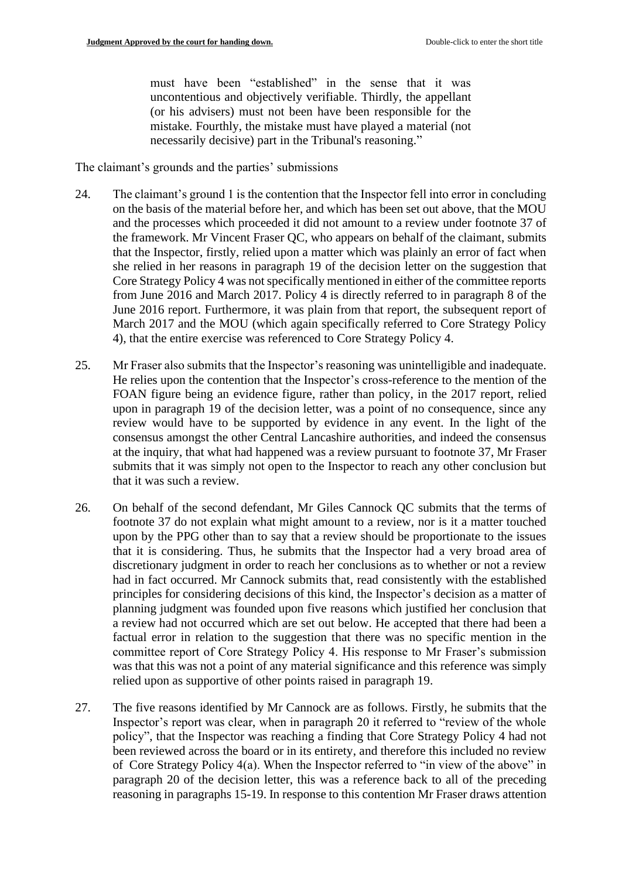must have been "established" in the sense that it was uncontentious and objectively verifiable. Thirdly, the appellant (or his advisers) must not been have been responsible for the mistake. Fourthly, the mistake must have played a material (not necessarily decisive) part in the Tribunal's reasoning."

The claimant's grounds and the parties' submissions

24. The claimant's ground 1 is the contention that the Inspector fell into error in concluding on the basis of the material before her, and which has been set out above, that the MOU and the processes which proceeded it did not amount to a review under footnote 37 of the framework. Mr Vincent Fraser QC, who appears on behalf of the claimant, submits that the Inspector, firstly, relied upon a matter which was plainly an error of fact when she relied in her reasons in paragraph 19 of the decision letter on the suggestion that Core Strategy Policy 4 was not specifically mentioned in either of the committee reports from June 2016 and March 2017. Policy 4 is directly referred to in paragraph 8 of the June 2016 report. Furthermore, it was plain from that report, the subsequent report of March 2017 and the MOU (which again specifically referred to Core Strategy Policy 4), that the entire exercise was referenced to Core Strategy Policy 4.

25. Mr Fraser also submits that the Inspector's reasoning was unintelligible and inadequate. He relies upon the contention that the Inspector's cross-reference to the mention of the FOAN figure being an evidence figure, rather than policy, in the 2017 report, relied upon in paragraph 19 of the decision letter, was a point of no consequence, since any review would have to be supported by evidence in any event. In the light of the consensus amongst the other Central Lancashire authorities, and indeed the consensus at the inquiry, that what had happened was a review pursuant to footnote 37, Mr Fraser submits that it was simply not open to the Inspector to reach any other conclusion but that it was such a review.

26. On behalf of the second defendant, Mr Giles Cannock QC submits that the terms of footnote 37 do not explain what might amount to a review, nor is it a matter touched upon by the PPG other than to say that a review should be proportionate to the issues that it is considering. Thus, he submits that the Inspector had a very broad area of discretionary judgment in order to reach her conclusions as to whether or not a review had in fact occurred. Mr Cannock submits that, read consistently with the established principles for considering decisions of this kind, the Inspector's decision as a matter of planning judgment was founded upon five reasons which justified her conclusion that a review had not occurred which are set out below. He accepted that there had been a factual error in relation to the suggestion that there was no specific mention in the committee report of Core Strategy Policy 4. His response to Mr Fraser's submission was that this was not a point of any material significance and this reference was simply relied upon as supportive of other points raised in paragraph 19.

27. The five reasons identified by Mr Cannock are as follows. Firstly, he submits that the Inspector's report was clear, when in paragraph 20 it referred to "review of the whole policy", that the Inspector was reaching a finding that Core Strategy Policy 4 had not been reviewed across the board or in its entirety, and therefore this included no review of Core Strategy Policy 4(a). When the Inspector referred to "in view of the above" in paragraph 20 of the decision letter, this was a reference back to all of the preceding reasoning in paragraphs 15-19. In response to this contention Mr Fraser draws attention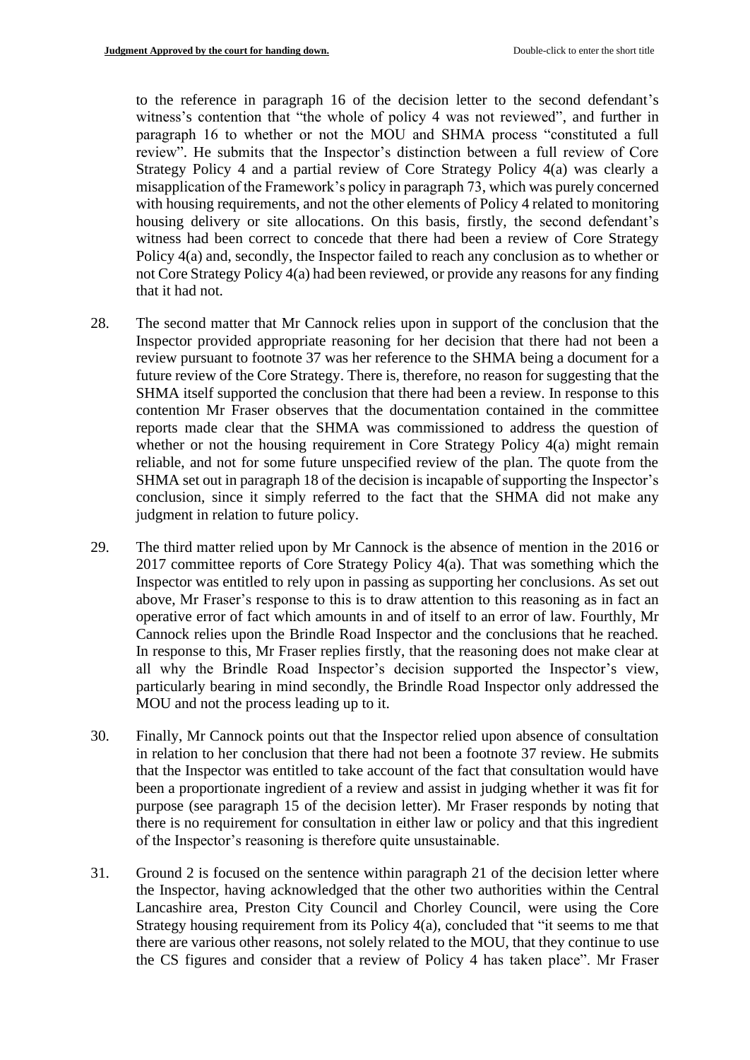to the reference in paragraph 16 of the decision letter to the second defendant's witness's contention that "the whole of policy 4 was not reviewed", and further in paragraph 16 to whether or not the MOU and SHMA process "constituted a full review". He submits that the Inspector's distinction between a full review of Core Strategy Policy 4 and a partial review of Core Strategy Policy 4(a) was clearly a misapplication of the Framework's policy in paragraph 73, which was purely concerned with housing requirements, and not the other elements of Policy 4 related to monitoring housing delivery or site allocations. On this basis, firstly, the second defendant's witness had been correct to concede that there had been a review of Core Strategy Policy 4(a) and, secondly, the Inspector failed to reach any conclusion as to whether or not Core Strategy Policy 4(a) had been reviewed, or provide any reasons for any finding that it had not.

28. The second matter that Mr Cannock relies upon in support of the conclusion that the Inspector provided appropriate reasoning for her decision that there had not been a review pursuant to footnote 37 was her reference to the SHMA being a document for a future review of the Core Strategy. There is, therefore, no reason for suggesting that the SHMA itself supported the conclusion that there had been a review. In response to this contention Mr Fraser observes that the documentation contained in the committee reports made clear that the SHMA was commissioned to address the question of whether or not the housing requirement in Core Strategy Policy 4(a) might remain reliable, and not for some future unspecified review of the plan. The quote from the SHMA set out in paragraph 18 of the decision is incapable of supporting the Inspector's conclusion, since it simply referred to the fact that the SHMA did not make any judgment in relation to future policy.

29. The third matter relied upon by Mr Cannock is the absence of mention in the 2016 or 2017 committee reports of Core Strategy Policy 4(a). That was something which the Inspector was entitled to rely upon in passing as supporting her conclusions. As set out above, Mr Fraser's response to this is to draw attention to this reasoning as in fact an operative error of fact which amounts in and of itself to an error of law. Fourthly, Mr Cannock relies upon the Brindle Road Inspector and the conclusions that he reached. In response to this, Mr Fraser replies firstly, that the reasoning does not make clear at all why the Brindle Road Inspector's decision supported the Inspector's view, particularly bearing in mind secondly, the Brindle Road Inspector only addressed the MOU and not the process leading up to it.

30. Finally, Mr Cannock points out that the Inspector relied upon absence of consultation in relation to her conclusion that there had not been a footnote 37 review. He submits that the Inspector was entitled to take account of the fact that consultation would have been a proportionate ingredient of a review and assist in judging whether it was fit for purpose (see paragraph 15 of the decision letter). Mr Fraser responds by noting that there is no requirement for consultation in either law or policy and that this ingredient of the Inspector's reasoning is therefore quite unsustainable.

31. Ground 2 is focused on the sentence within paragraph 21 of the decision letter where the Inspector, having acknowledged that the other two authorities within the Central Lancashire area, Preston City Council and Chorley Council, were using the Core Strategy housing requirement from its Policy 4(a), concluded that "it seems to me that there are various other reasons, not solely related to the MOU, that they continue to use the CS figures and consider that a review of Policy 4 has taken place". Mr Fraser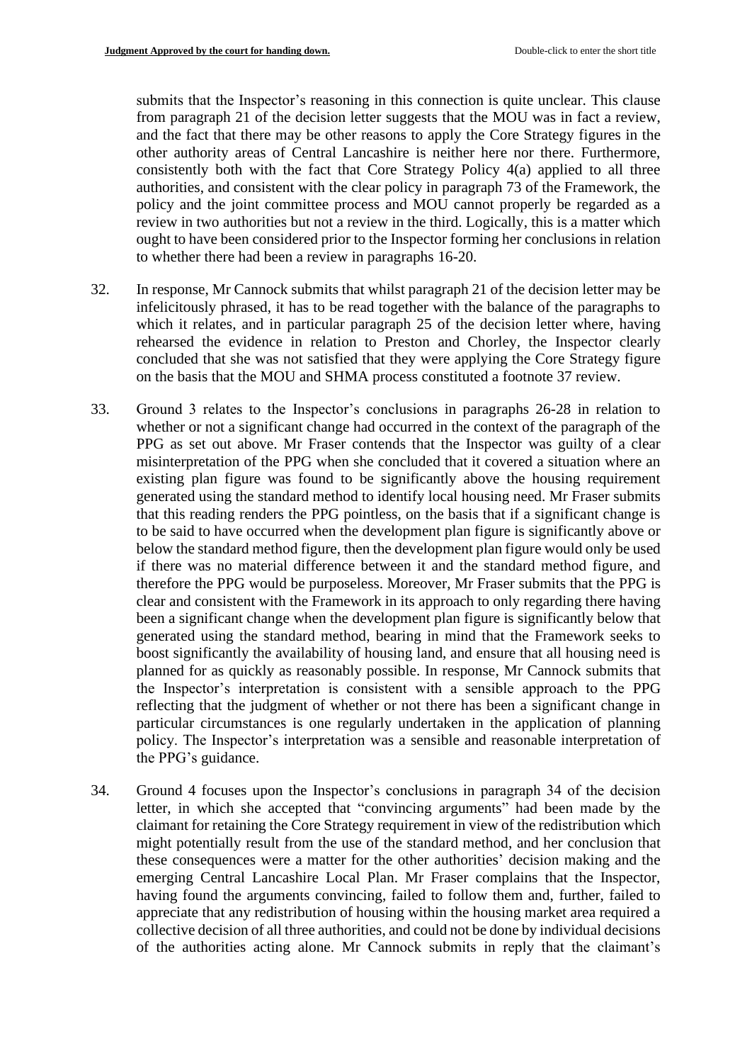submits that the Inspector's reasoning in this connection is quite unclear. This clause from paragraph 21 of the decision letter suggests that the MOU was in fact a review, and the fact that there may be other reasons to apply the Core Strategy figures in the other authority areas of Central Lancashire is neither here nor there. Furthermore, consistently both with the fact that Core Strategy Policy 4(a) applied to all three authorities, and consistent with the clear policy in paragraph 73 of the Framework, the policy and the joint committee process and MOU cannot properly be regarded as a review in two authorities but not a review in the third. Logically, this is a matter which ought to have been considered prior to the Inspector forming her conclusions in relation to whether there had been a review in paragraphs 16-20.

32. In response, Mr Cannock submits that whilst paragraph 21 of the decision letter may be infelicitously phrased, it has to be read together with the balance of the paragraphs to which it relates, and in particular paragraph 25 of the decision letter where, having rehearsed the evidence in relation to Preston and Chorley, the Inspector clearly concluded that she was not satisfied that they were applying the Core Strategy figure on the basis that the MOU and SHMA process constituted a footnote 37 review.

33. Ground 3 relates to the Inspector's conclusions in paragraphs 26-28 in relation to whether or not a significant change had occurred in the context of the paragraph of the PPG as set out above. Mr Fraser contends that the Inspector was guilty of a clear misinterpretation of the PPG when she concluded that it covered a situation where an existing plan figure was found to be significantly above the housing requirement generated using the standard method to identify local housing need. Mr Fraser submits that this reading renders the PPG pointless, on the basis that if a significant change is to be said to have occurred when the development plan figure is significantly above or below the standard method figure, then the development plan figure would only be used if there was no material difference between it and the standard method figure, and therefore the PPG would be purposeless. Moreover, Mr Fraser submits that the PPG is clear and consistent with the Framework in its approach to only regarding there having been a significant change when the development plan figure is significantly below that generated using the standard method, bearing in mind that the Framework seeks to boost significantly the availability of housing land, and ensure that all housing need is planned for as quickly as reasonably possible. In response, Mr Cannock submits that the Inspector's interpretation is consistent with a sensible approach to the PPG reflecting that the judgment of whether or not there has been a significant change in particular circumstances is one regularly undertaken in the application of planning policy. The Inspector's interpretation was a sensible and reasonable interpretation of the PPG's guidance.

34. Ground 4 focuses upon the Inspector's conclusions in paragraph 34 of the decision letter, in which she accepted that "convincing arguments" had been made by the claimant for retaining the Core Strategy requirement in view of the redistribution which might potentially result from the use of the standard method, and her conclusion that these consequences were a matter for the other authorities' decision making and the emerging Central Lancashire Local Plan. Mr Fraser complains that the Inspector, having found the arguments convincing, failed to follow them and, further, failed to appreciate that any redistribution of housing within the housing market area required a collective decision of all three authorities, and could not be done by individual decisions of the authorities acting alone. Mr Cannock submits in reply that the claimant's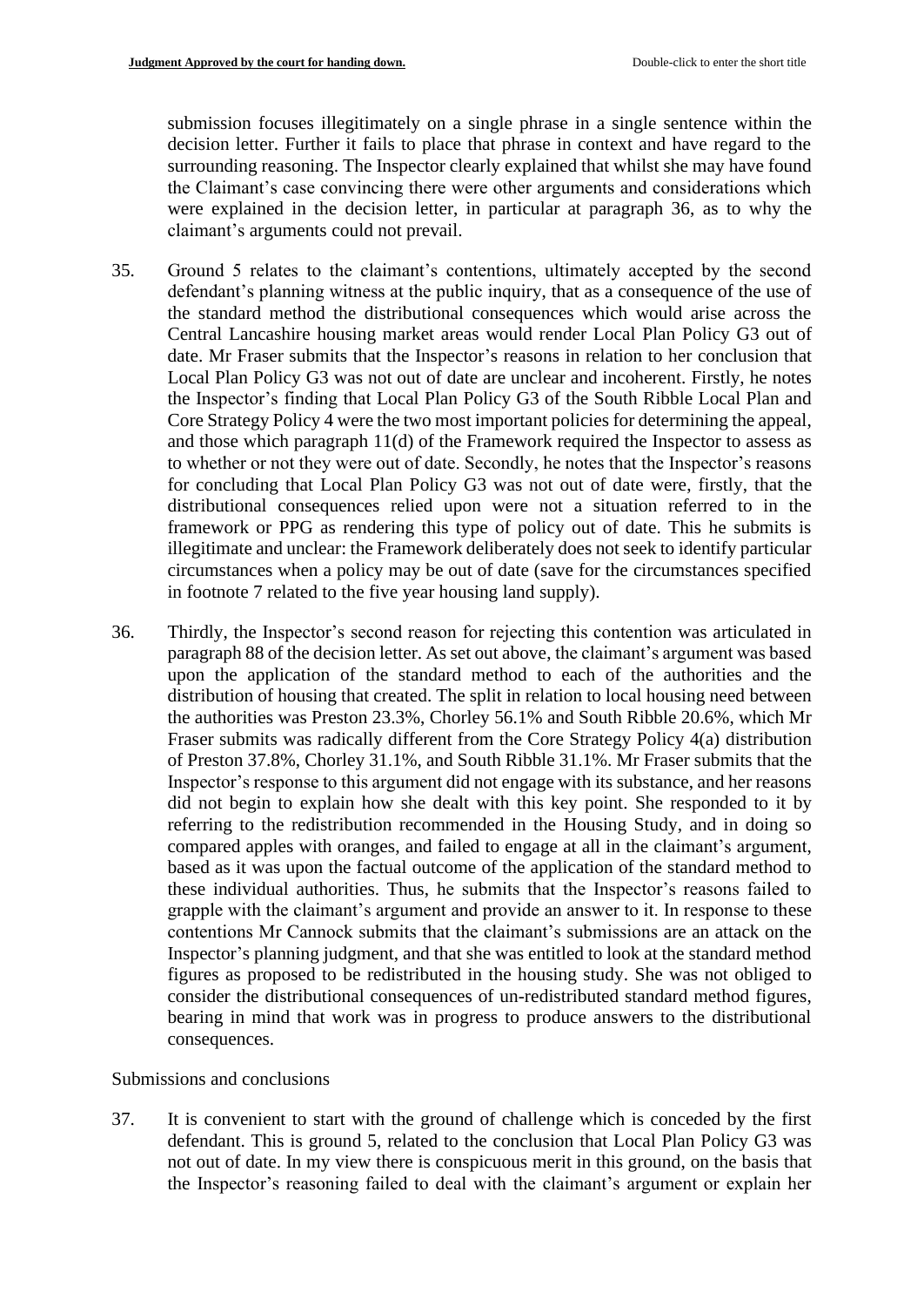submission focuses illegitimately on a single phrase in a single sentence within the decision letter. Further it fails to place that phrase in context and have regard to the surrounding reasoning. The Inspector clearly explained that whilst she may have found the Claimant's case convincing there were other arguments and considerations which were explained in the decision letter, in particular at paragraph 36, as to why the claimant's arguments could not prevail.

35. Ground 5 relates to the claimant's contentions, ultimately accepted by the second defendant's planning witness at the public inquiry, that as a consequence of the use of the standard method the distributional consequences which would arise across the Central Lancashire housing market areas would render Local Plan Policy G3 out of date. Mr Fraser submits that the Inspector's reasons in relation to her conclusion that Local Plan Policy G3 was not out of date are unclear and incoherent. Firstly, he notes the Inspector's finding that Local Plan Policy G3 of the South Ribble Local Plan and Core Strategy Policy 4 were the two most important policies for determining the appeal, and those which paragraph 11(d) of the Framework required the Inspector to assess as to whether or not they were out of date. Secondly, he notes that the Inspector's reasons for concluding that Local Plan Policy G3 was not out of date were, firstly, that the distributional consequences relied upon were not a situation referred to in the framework or PPG as rendering this type of policy out of date. This he submits is illegitimate and unclear: the Framework deliberately does not seek to identify particular circumstances when a policy may be out of date (save for the circumstances specified in footnote 7 related to the five year housing land supply).

36. Thirdly, the Inspector's second reason for rejecting this contention was articulated in paragraph 88 of the decision letter. As set out above, the claimant's argument was based upon the application of the standard method to each of the authorities and the distribution of housing that created. The split in relation to local housing need between the authorities was Preston 23.3%, Chorley 56.1% and South Ribble 20.6%, which Mr Fraser submits was radically different from the Core Strategy Policy 4(a) distribution of Preston 37.8%, Chorley 31.1%, and South Ribble 31.1%. Mr Fraser submits that the Inspector's response to this argument did not engage with its substance, and her reasons did not begin to explain how she dealt with this key point. She responded to it by referring to the redistribution recommended in the Housing Study, and in doing so compared apples with oranges, and failed to engage at all in the claimant's argument, based as it was upon the factual outcome of the application of the standard method to these individual authorities. Thus, he submits that the Inspector's reasons failed to grapple with the claimant's argument and provide an answer to it. In response to these contentions Mr Cannock submits that the claimant's submissions are an attack on the Inspector's planning judgment, and that she was entitled to look at the standard method figures as proposed to be redistributed in the housing study. She was not obliged to consider the distributional consequences of un-redistributed standard method figures, bearing in mind that work was in progress to produce answers to the distributional consequences.

Submissions and conclusions

37. It is convenient to start with the ground of challenge which is conceded by the first defendant. This is ground 5, related to the conclusion that Local Plan Policy G3 was not out of date. In my view there is conspicuous merit in this ground, on the basis that the Inspector's reasoning failed to deal with the claimant's argument or explain her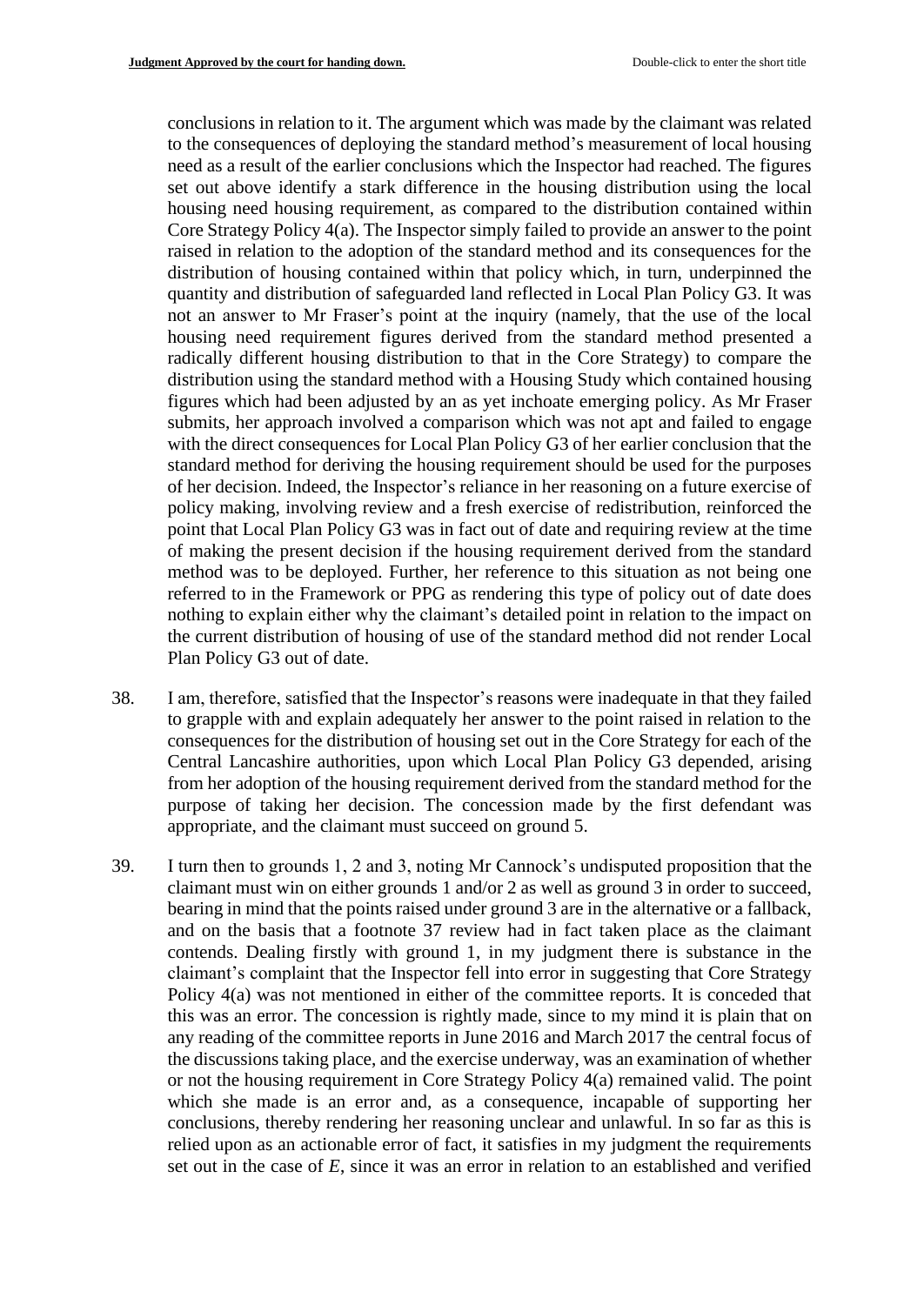conclusions in relation to it. The argument which was made by the claimant was related to the consequences of deploying the standard method's measurement of local housing need as a result of the earlier conclusions which the Inspector had reached. The figures set out above identify a stark difference in the housing distribution using the local housing need housing requirement, as compared to the distribution contained within Core Strategy Policy 4(a). The Inspector simply failed to provide an answer to the point raised in relation to the adoption of the standard method and its consequences for the distribution of housing contained within that policy which, in turn, underpinned the quantity and distribution of safeguarded land reflected in Local Plan Policy G3. It was not an answer to Mr Fraser's point at the inquiry (namely, that the use of the local housing need requirement figures derived from the standard method presented a radically different housing distribution to that in the Core Strategy) to compare the distribution using the standard method with a Housing Study which contained housing figures which had been adjusted by an as yet inchoate emerging policy. As Mr Fraser submits, her approach involved a comparison which was not apt and failed to engage with the direct consequences for Local Plan Policy G3 of her earlier conclusion that the standard method for deriving the housing requirement should be used for the purposes of her decision. Indeed, the Inspector's reliance in her reasoning on a future exercise of policy making, involving review and a fresh exercise of redistribution, reinforced the point that Local Plan Policy G3 was in fact out of date and requiring review at the time of making the present decision if the housing requirement derived from the standard method was to be deployed. Further, her reference to this situation as not being one referred to in the Framework or PPG as rendering this type of policy out of date does nothing to explain either why the claimant's detailed point in relation to the impact on the current distribution of housing of use of the standard method did not render Local Plan Policy G3 out of date.

38. I am, therefore, satisfied that the Inspector's reasons were inadequate in that they failed to grapple with and explain adequately her answer to the point raised in relation to the consequences for the distribution of housing set out in the Core Strategy for each of the Central Lancashire authorities, upon which Local Plan Policy G3 depended, arising from her adoption of the housing requirement derived from the standard method for the purpose of taking her decision. The concession made by the first defendant was appropriate, and the claimant must succeed on ground 5.

39. I turn then to grounds 1, 2 and 3, noting Mr Cannock's undisputed proposition that the claimant must win on either grounds 1 and/or 2 as well as ground 3 in order to succeed, bearing in mind that the points raised under ground 3 are in the alternative or a fallback, and on the basis that a footnote 37 review had in fact taken place as the claimant contends. Dealing firstly with ground 1, in my judgment there is substance in the claimant's complaint that the Inspector fell into error in suggesting that Core Strategy Policy 4(a) was not mentioned in either of the committee reports. It is conceded that this was an error. The concession is rightly made, since to my mind it is plain that on any reading of the committee reports in June 2016 and March 2017 the central focus of the discussions taking place, and the exercise underway, was an examination of whether or not the housing requirement in Core Strategy Policy 4(a) remained valid. The point which she made is an error and, as a consequence, incapable of supporting her conclusions, thereby rendering her reasoning unclear and unlawful. In so far as this is relied upon as an actionable error of fact, it satisfies in my judgment the requirements set out in the case of *E*, since it was an error in relation to an established and verified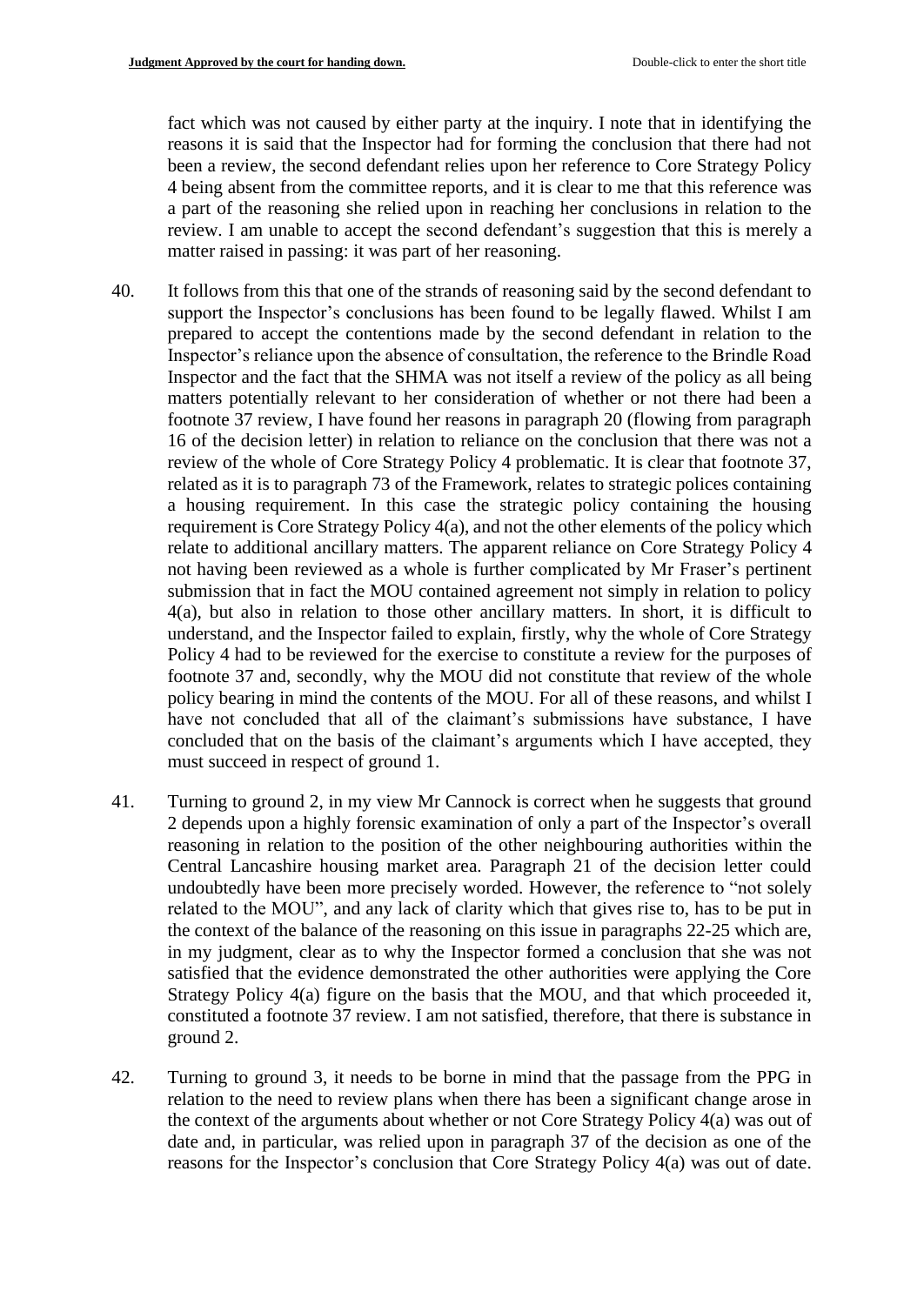fact which was not caused by either party at the inquiry. I note that in identifying the reasons it is said that the Inspector had for forming the conclusion that there had not been a review, the second defendant relies upon her reference to Core Strategy Policy 4 being absent from the committee reports, and it is clear to me that this reference was a part of the reasoning she relied upon in reaching her conclusions in relation to the review. I am unable to accept the second defendant's suggestion that this is merely a matter raised in passing: it was part of her reasoning.

40. It follows from this that one of the strands of reasoning said by the second defendant to support the Inspector's conclusions has been found to be legally flawed. Whilst I am prepared to accept the contentions made by the second defendant in relation to the Inspector's reliance upon the absence of consultation, the reference to the Brindle Road Inspector and the fact that the SHMA was not itself a review of the policy as all being matters potentially relevant to her consideration of whether or not there had been a footnote 37 review, I have found her reasons in paragraph 20 (flowing from paragraph 16 of the decision letter) in relation to reliance on the conclusion that there was not a review of the whole of Core Strategy Policy 4 problematic. It is clear that footnote 37, related as it is to paragraph 73 of the Framework, relates to strategic polices containing a housing requirement. In this case the strategic policy containing the housing requirement is Core Strategy Policy 4(a), and not the other elements of the policy which relate to additional ancillary matters. The apparent reliance on Core Strategy Policy 4 not having been reviewed as a whole is further complicated by Mr Fraser's pertinent submission that in fact the MOU contained agreement not simply in relation to policy 4(a), but also in relation to those other ancillary matters. In short, it is difficult to understand, and the Inspector failed to explain, firstly, why the whole of Core Strategy Policy 4 had to be reviewed for the exercise to constitute a review for the purposes of footnote 37 and, secondly, why the MOU did not constitute that review of the whole policy bearing in mind the contents of the MOU. For all of these reasons, and whilst I have not concluded that all of the claimant's submissions have substance, I have concluded that on the basis of the claimant's arguments which I have accepted, they must succeed in respect of ground 1.

41. Turning to ground 2, in my view Mr Cannock is correct when he suggests that ground 2 depends upon a highly forensic examination of only a part of the Inspector's overall reasoning in relation to the position of the other neighbouring authorities within the Central Lancashire housing market area. Paragraph 21 of the decision letter could undoubtedly have been more precisely worded. However, the reference to "not solely related to the MOU", and any lack of clarity which that gives rise to, has to be put in the context of the balance of the reasoning on this issue in paragraphs 22-25 which are, in my judgment, clear as to why the Inspector formed a conclusion that she was not satisfied that the evidence demonstrated the other authorities were applying the Core Strategy Policy 4(a) figure on the basis that the MOU, and that which proceeded it, constituted a footnote 37 review. I am not satisfied, therefore, that there is substance in ground 2.

42. Turning to ground 3, it needs to be borne in mind that the passage from the PPG in relation to the need to review plans when there has been a significant change arose in the context of the arguments about whether or not Core Strategy Policy 4(a) was out of date and, in particular, was relied upon in paragraph 37 of the decision as one of the reasons for the Inspector's conclusion that Core Strategy Policy 4(a) was out of date.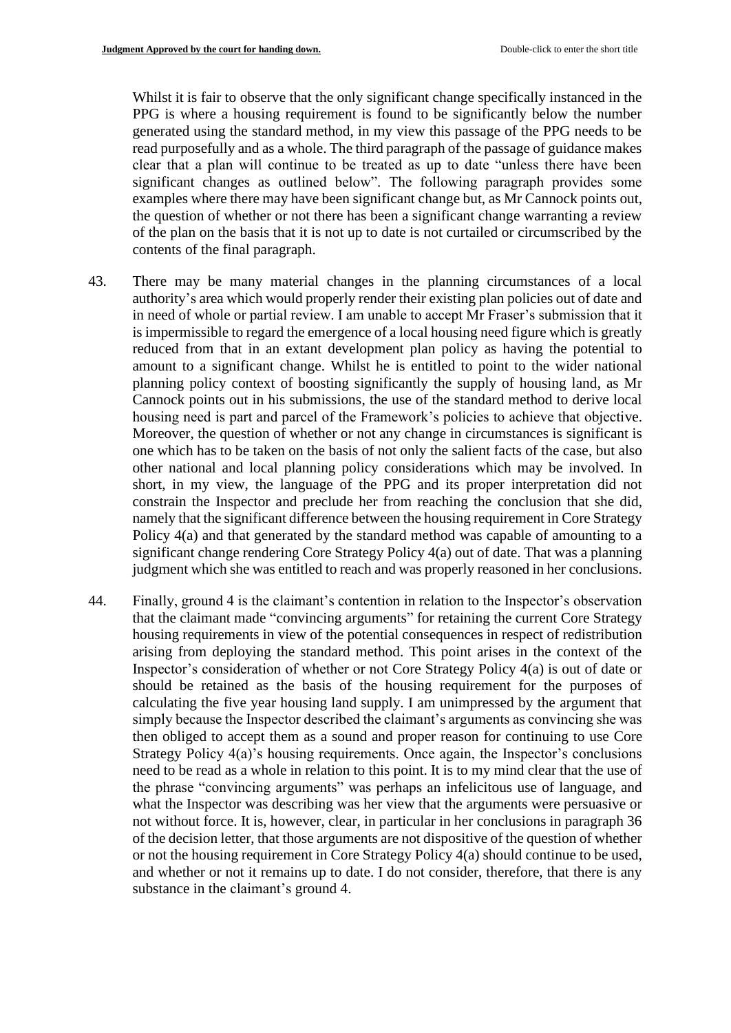Whilst it is fair to observe that the only significant change specifically instanced in the PPG is where a housing requirement is found to be significantly below the number generated using the standard method, in my view this passage of the PPG needs to be read purposefully and as a whole. The third paragraph of the passage of guidance makes clear that a plan will continue to be treated as up to date "unless there have been significant changes as outlined below". The following paragraph provides some examples where there may have been significant change but, as Mr Cannock points out, the question of whether or not there has been a significant change warranting a review of the plan on the basis that it is not up to date is not curtailed or circumscribed by the contents of the final paragraph.

43. There may be many material changes in the planning circumstances of a local authority's area which would properly render their existing plan policies out of date and in need of whole or partial review. I am unable to accept Mr Fraser's submission that it is impermissible to regard the emergence of a local housing need figure which is greatly reduced from that in an extant development plan policy as having the potential to amount to a significant change. Whilst he is entitled to point to the wider national planning policy context of boosting significantly the supply of housing land, as Mr Cannock points out in his submissions, the use of the standard method to derive local housing need is part and parcel of the Framework's policies to achieve that objective. Moreover, the question of whether or not any change in circumstances is significant is one which has to be taken on the basis of not only the salient facts of the case, but also other national and local planning policy considerations which may be involved. In short, in my view, the language of the PPG and its proper interpretation did not constrain the Inspector and preclude her from reaching the conclusion that she did, namely that the significant difference between the housing requirement in Core Strategy Policy 4(a) and that generated by the standard method was capable of amounting to a significant change rendering Core Strategy Policy 4(a) out of date. That was a planning judgment which she was entitled to reach and was properly reasoned in her conclusions.

44. Finally, ground 4 is the claimant's contention in relation to the Inspector's observation that the claimant made "convincing arguments" for retaining the current Core Strategy housing requirements in view of the potential consequences in respect of redistribution arising from deploying the standard method. This point arises in the context of the Inspector's consideration of whether or not Core Strategy Policy 4(a) is out of date or should be retained as the basis of the housing requirement for the purposes of calculating the five year housing land supply. I am unimpressed by the argument that simply because the Inspector described the claimant's arguments as convincing she was then obliged to accept them as a sound and proper reason for continuing to use Core Strategy Policy 4(a)'s housing requirements. Once again, the Inspector's conclusions need to be read as a whole in relation to this point. It is to my mind clear that the use of the phrase "convincing arguments" was perhaps an infelicitous use of language, and what the Inspector was describing was her view that the arguments were persuasive or not without force. It is, however, clear, in particular in her conclusions in paragraph 36 of the decision letter, that those arguments are not dispositive of the question of whether or not the housing requirement in Core Strategy Policy 4(a) should continue to be used, and whether or not it remains up to date. I do not consider, therefore, that there is any substance in the claimant's ground 4.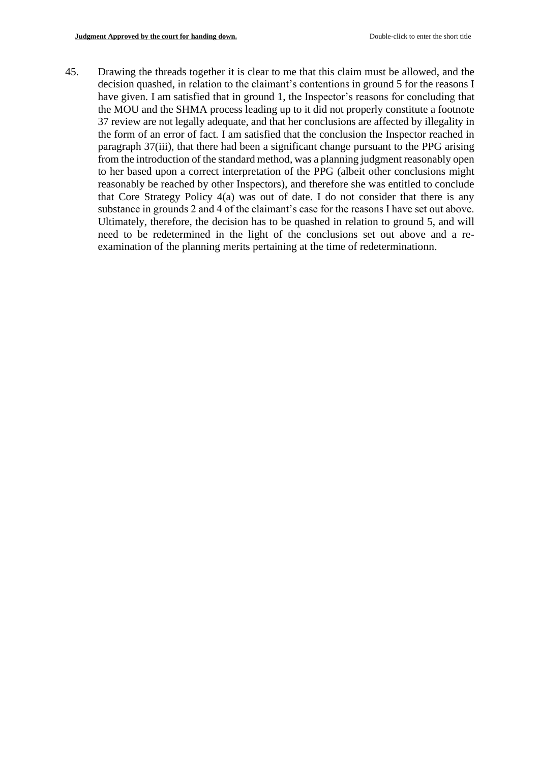45. Drawing the threads together it is clear to me that this claim must be allowed, and the decision quashed, in relation to the claimant's contentions in ground 5 for the reasons I have given. I am satisfied that in ground 1, the Inspector's reasons for concluding that the MOU and the SHMA process leading up to it did not properly constitute a footnote 37 review are not legally adequate, and that her conclusions are affected by illegality in the form of an error of fact. I am satisfied that the conclusion the Inspector reached in paragraph 37(iii), that there had been a significant change pursuant to the PPG arising from the introduction of the standard method, was a planning judgment reasonably open to her based upon a correct interpretation of the PPG (albeit other conclusions might reasonably be reached by other Inspectors), and therefore she was entitled to conclude that Core Strategy Policy 4(a) was out of date. I do not consider that there is any substance in grounds 2 and 4 of the claimant's case for the reasons I have set out above. Ultimately, therefore, the decision has to be quashed in relation to ground 5, and will need to be redetermined in the light of the conclusions set out above and a re-examination of the planning merits pertaining at the time of redeterminationn.